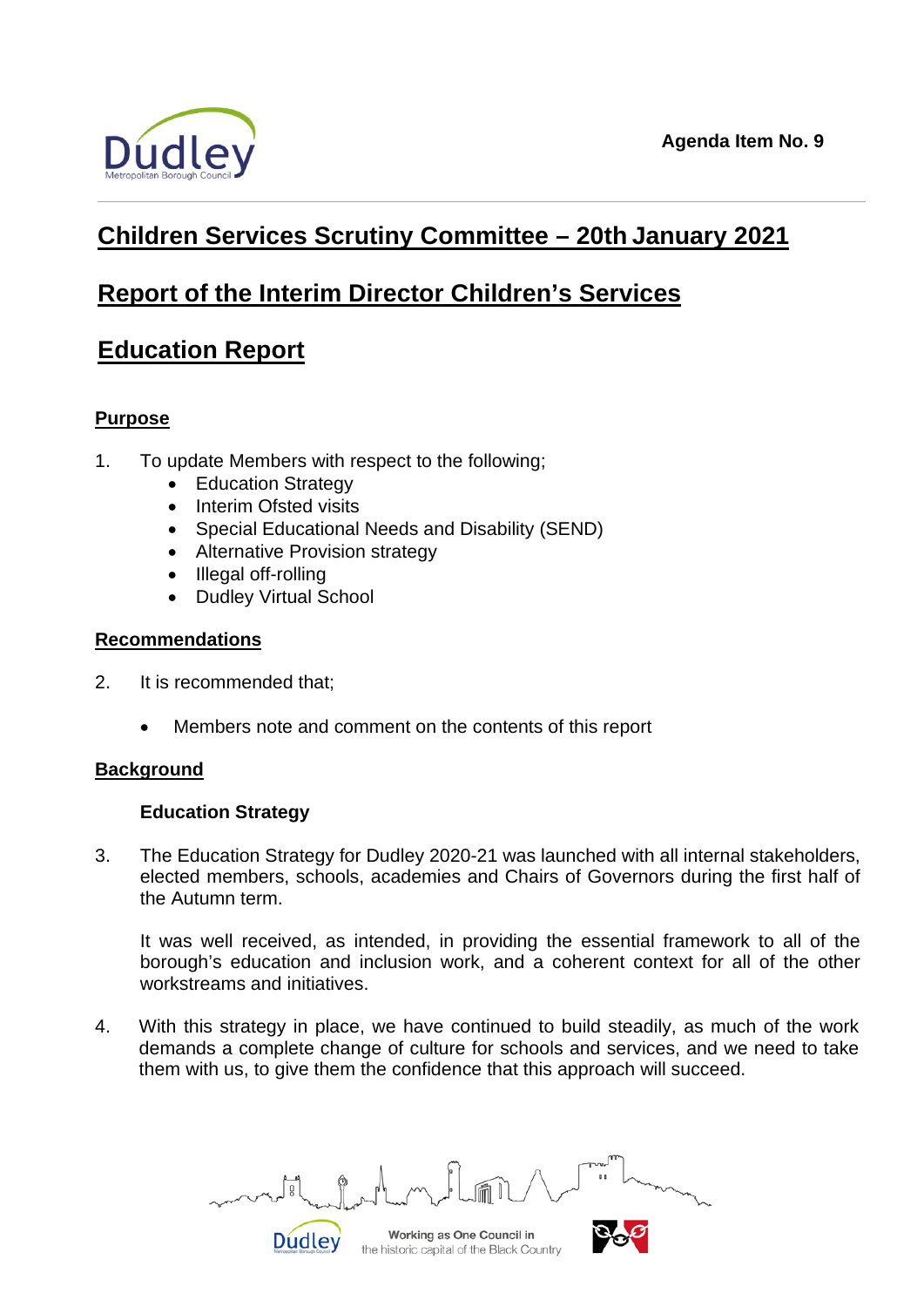Agenda Item No. 9

# Children Services Scrutiny Committee – 20th January 2021

# Report of the Interim Director Children's Services

# Education Report

## Purpose

1. To update Members with respect to the following;
   - Education Strategy
   - Interim Ofsted visits
   - Special Educational Needs and Disability (SEND)
   - Alternative Provision strategy
   - Illegal off-rolling
   - Dudley Virtual School

## Recommendations

2. It is recommended that;

   - Members note and comment on the contents of this report

## Background

### Education Strategy

3. The Education Strategy for Dudley 2020-21 was launched with all internal stakeholders, elected members, schools, academies and Chairs of Governors during the first half of the Autumn term.

   It was well received, as intended, in providing the essential framework to all of the borough's education and inclusion work, and a coherent context for all of the other workstreams and initiatives.

4. With this strategy in place, we have continued to build steadily, as much of the work demands a complete change of culture for schools and services, and we need to take them with us, to give them the confidence that this approach will succeed.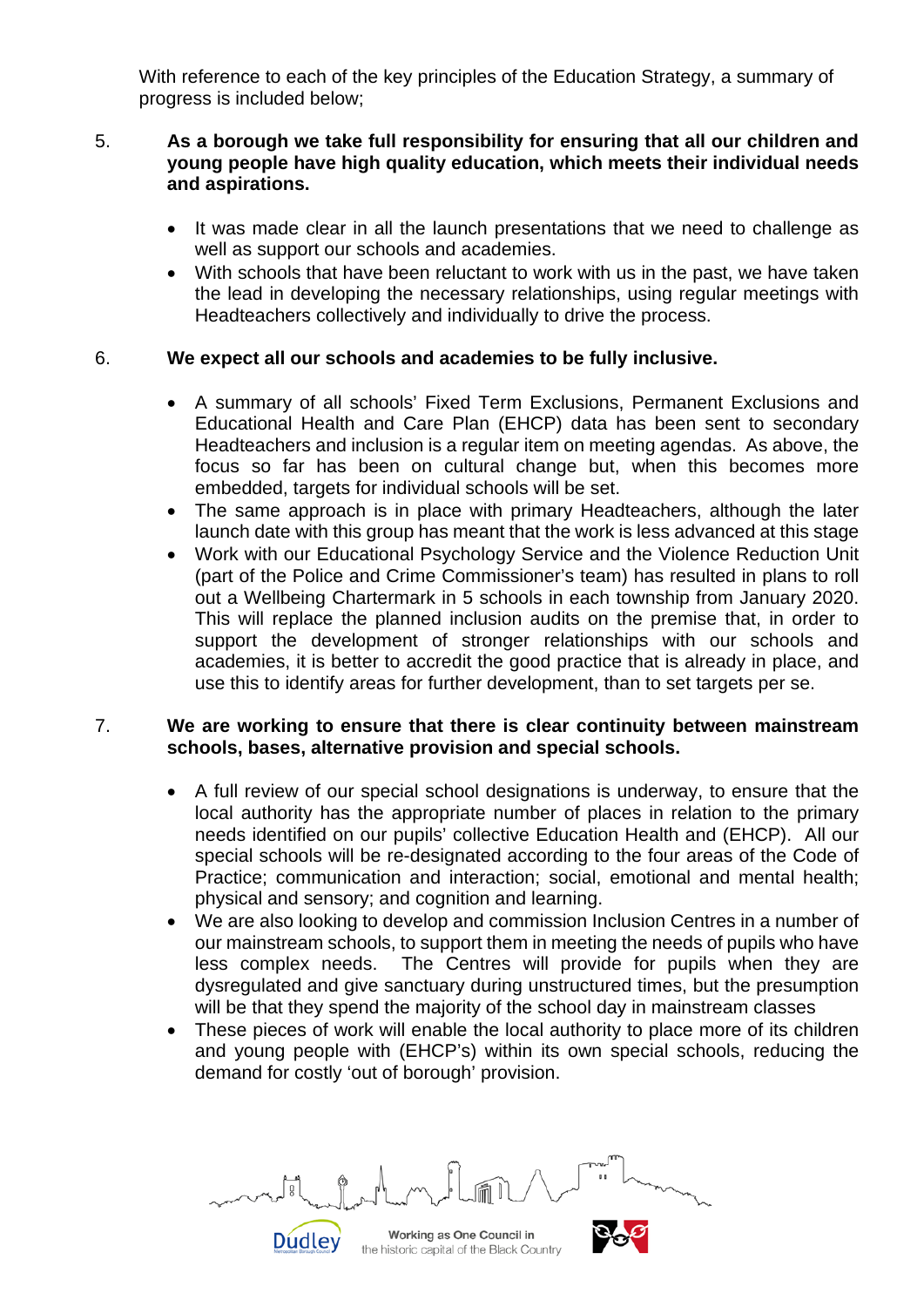With reference to each of the key principles of the Education Strategy, a summary of progress is included below;

5. **As a borough we take full responsibility for ensuring that all our children and young people have high quality education, which meets their individual needs and aspirations.**

   - It was made clear in all the launch presentations that we need to challenge as well as support our schools and academies.
   - With schools that have been reluctant to work with us in the past, we have taken the lead in developing the necessary relationships, using regular meetings with Headteachers collectively and individually to drive the process.

6. **We expect all our schools and academies to be fully inclusive.**

   - A summary of all schools' Fixed Term Exclusions, Permanent Exclusions and Educational Health and Care Plan (EHCP) data has been sent to secondary Headteachers and inclusion is a regular item on meeting agendas. As above, the focus so far has been on cultural change but, when this becomes more embedded, targets for individual schools will be set.
   - The same approach is in place with primary Headteachers, although the later launch date with this group has meant that the work is less advanced at this stage
   - Work with our Educational Psychology Service and the Violence Reduction Unit (part of the Police and Crime Commissioner's team) has resulted in plans to roll out a Wellbeing Chartermark in 5 schools in each township from January 2020. This will replace the planned inclusion audits on the premise that, in order to support the development of stronger relationships with our schools and academies, it is better to accredit the good practice that is already in place, and use this to identify areas for further development, than to set targets per se.

7. **We are working to ensure that there is clear continuity between mainstream schools, bases, alternative provision and special schools.**

   - A full review of our special school designations is underway, to ensure that the local authority has the appropriate number of places in relation to the primary needs identified on our pupils' collective Education Health and (EHCP). All our special schools will be re-designated according to the four areas of the Code of Practice; communication and interaction; social, emotional and mental health; physical and sensory; and cognition and learning.
   - We are also looking to develop and commission Inclusion Centres in a number of our mainstream schools, to support them in meeting the needs of pupils who have less complex needs. The Centres will provide for pupils when they are dysregulated and give sanctuary during unstructured times, but the presumption will be that they spend the majority of the school day in mainstream classes
   - These pieces of work will enable the local authority to place more of its children and young people with (EHCP's) within its own special schools, reducing the demand for costly 'out of borough' provision.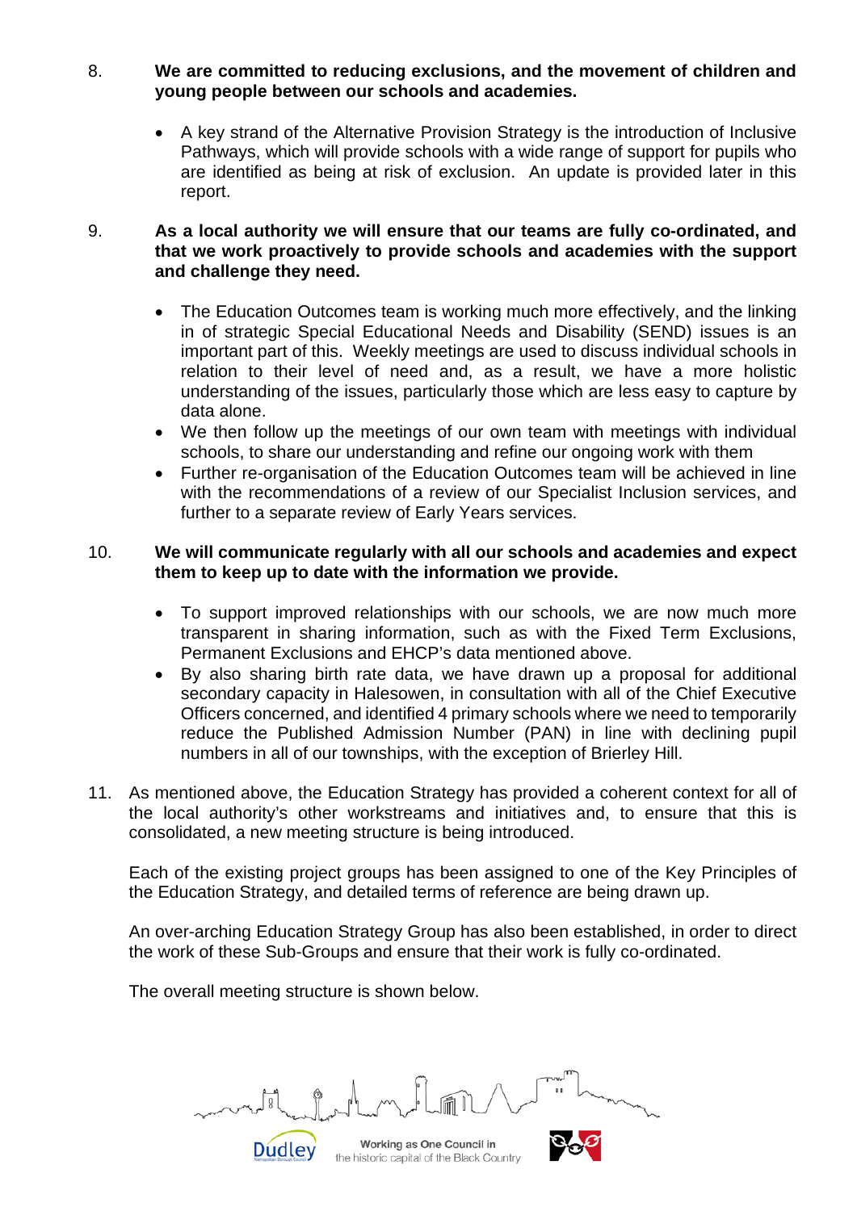8. **We are committed to reducing exclusions, and the movement of children and young people between our schools and academies.**

   - A key strand of the Alternative Provision Strategy is the introduction of Inclusive Pathways, which will provide schools with a wide range of support for pupils who are identified as being at risk of exclusion. An update is provided later in this report.

9. **As a local authority we will ensure that our teams are fully co-ordinated, and that we work proactively to provide schools and academies with the support and challenge they need.**

   - The Education Outcomes team is working much more effectively, and the linking in of strategic Special Educational Needs and Disability (SEND) issues is an important part of this. Weekly meetings are used to discuss individual schools in relation to their level of need and, as a result, we have a more holistic understanding of the issues, particularly those which are less easy to capture by data alone.
   - We then follow up the meetings of our own team with meetings with individual schools, to share our understanding and refine our ongoing work with them
   - Further re-organisation of the Education Outcomes team will be achieved in line with the recommendations of a review of our Specialist Inclusion services, and further to a separate review of Early Years services.

10. **We will communicate regularly with all our schools and academies and expect them to keep up to date with the information we provide.**

    - To support improved relationships with our schools, we are now much more transparent in sharing information, such as with the Fixed Term Exclusions, Permanent Exclusions and EHCP's data mentioned above.
    - By also sharing birth rate data, we have drawn up a proposal for additional secondary capacity in Halesowen, in consultation with all of the Chief Executive Officers concerned, and identified 4 primary schools where we need to temporarily reduce the Published Admission Number (PAN) in line with declining pupil numbers in all of our townships, with the exception of Brierley Hill.

11. As mentioned above, the Education Strategy has provided a coherent context for all of the local authority's other workstreams and initiatives and, to ensure that this is consolidated, a new meeting structure is being introduced.

    Each of the existing project groups has been assigned to one of the Key Principles of the Education Strategy, and detailed terms of reference are being drawn up.

    An over-arching Education Strategy Group has also been established, in order to direct the work of these Sub-Groups and ensure that their work is fully co-ordinated.

    The overall meeting structure is shown below.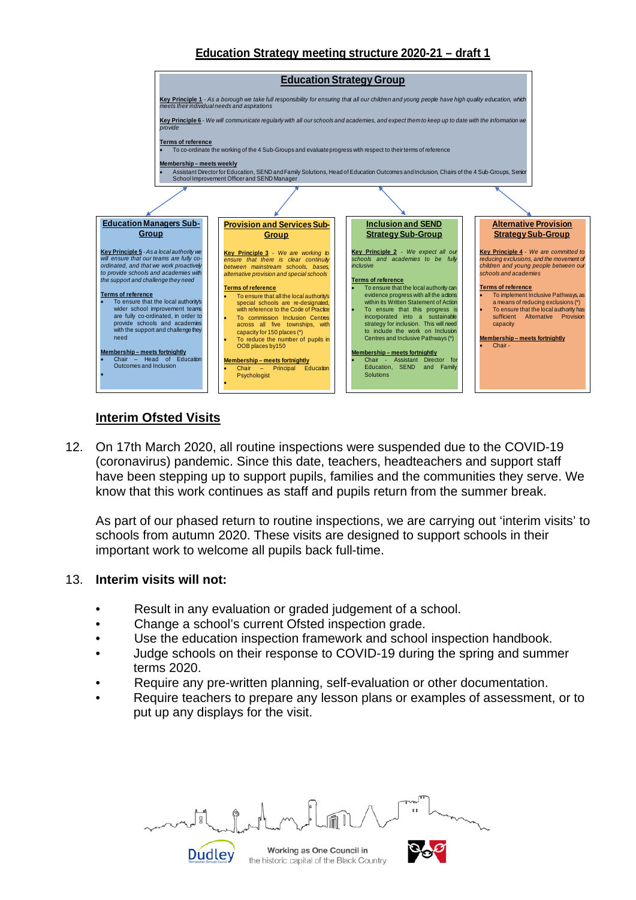## Education Strategy meeting structure 2020-21 – draft 1

### Education Strategy Group

**Key Principle 1** - *As a borough we take full responsibility for ensuring that all our children and young people have high quality education, which meets their individual needs and aspirations*

**Key Principle 6** - *We will communicate regularly with all our schools and academies, and expect them to keep up to date with the information we provide*

**Terms of reference**

- To co-ordinate the working of the 4 Sub-Groups and evaluate progress with respect to their terms of reference

**Membership – meets weekly**

- Assistant Director for Education, SEND and Family Solutions, Head of Education Outcomes and Inclusion, Chairs of the 4 Sub-Groups, Senior School Improvement Officer and SEND Manager

### Education Managers Sub-Group

**Key Principle 5** - *As a local authority we will ensure that our teams are fully co-ordinated, and that we work proactively to provide schools and academies with the support and challenge they need*

**Terms of reference**

- To ensure that the local authority's wider school improvement teams are fully co-ordinated, in order to provide schools and academies with the support and challenge they need

**Membership – meets fortnightly**

- Chair – Head of Education Outcomes and Inclusion
- 

### Provision and Services Sub-Group

**Key Principle 3** - *We are working to ensure that there is clear continuity between mainstream schools, bases, alternative provision and special schools*

**Terms of reference**

- To ensure that all the local authority's special schools are re-designated, with reference to the Code of Practice
- To commission Inclusion Centres across all five townships, with capacity for 150 places (*)
- To reduce the number of pupils in OOB places by150

**Membership – meets fortnightly**

- Chair – Principal Education Psychologist
- 

### Inclusion and SEND Strategy Sub-Group

**Key Principle 2** - *We expect all our schools and academies to be fully inclusive*

**Terms of reference**

- To ensure that the local authority can evidence progress with all the actions within its Written Statement of Action
- To ensure that this progress is incorporated into a sustainable strategy for inclusion. This will need to include the work on Inclusion Centres and Inclusive Pathways (*)

**Membership – meets fortnightly**

- Chair - Assistant Director for Education, SEND and Family Solutions

### Alternative Provision Strategy Sub-Group

**Key Principle 4** - *We are committed to reducing exclusions, and the movement of children and young people between our schools and academies*

**Terms of reference**

- To implement Inclusive Pathways, as a means of reducing exclusions (*)
- To ensure that the local authority has sufficient Alternative Provision capacity

**Membership – meets fortnightly**

- Chair -

## Interim Ofsted Visits

12. On 17th March 2020, all routine inspections were suspended due to the COVID-19 (coronavirus) pandemic. Since this date, teachers, headteachers and support staff have been stepping up to support pupils, families and the communities they serve. We know that this work continues as staff and pupils return from the summer break.

    As part of our phased return to routine inspections, we are carrying out 'interim visits' to schools from autumn 2020. These visits are designed to support schools in their important work to welcome all pupils back full-time.

13. **Interim visits will not:**

- Result in any evaluation or graded judgement of a school.
- Change a school's current Ofsted inspection grade.
- Use the education inspection framework and school inspection handbook.
- Judge schools on their response to COVID-19 during the spring and summer terms 2020.
- Require any pre-written planning, self-evaluation or other documentation.
- Require teachers to prepare any lesson plans or examples of assessment, or to put up any displays for the visit.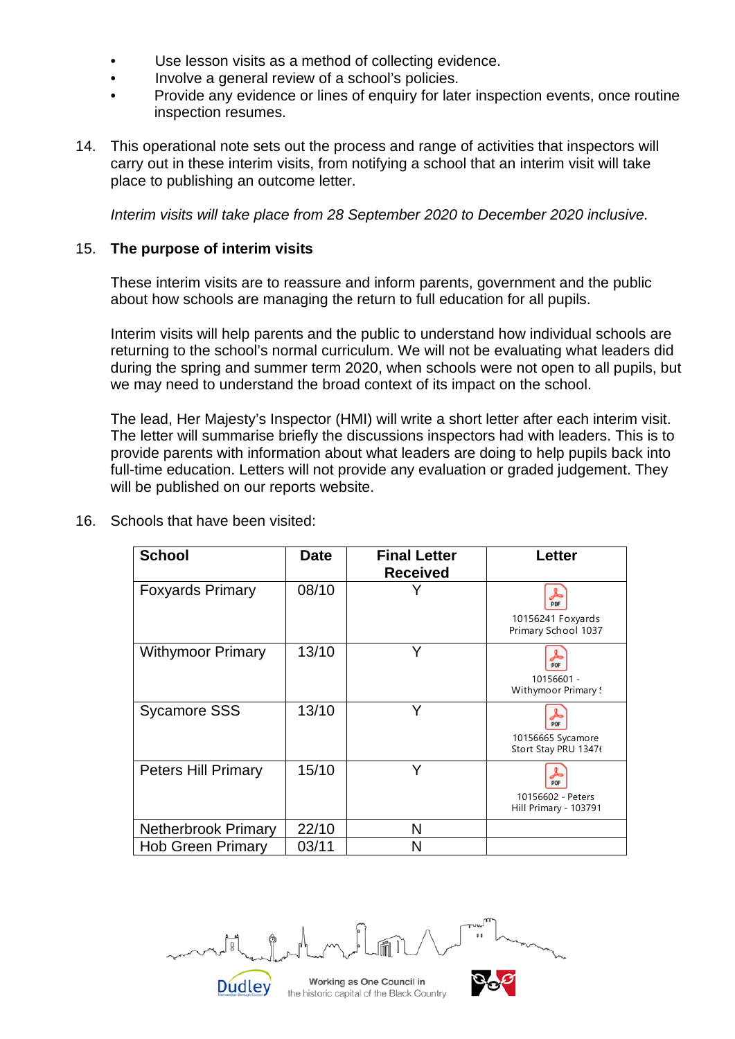- Use lesson visits as a method of collecting evidence.
- Involve a general review of a school's policies.
- Provide any evidence or lines of enquiry for later inspection events, once routine inspection resumes.

14. This operational note sets out the process and range of activities that inspectors will carry out in these interim visits, from notifying a school that an interim visit will take place to publishing an outcome letter.

    *Interim visits will take place from 28 September 2020 to December 2020 inclusive.*

15. **The purpose of interim visits**

    These interim visits are to reassure and inform parents, government and the public about how schools are managing the return to full education for all pupils.

    Interim visits will help parents and the public to understand how individual schools are returning to the school's normal curriculum. We will not be evaluating what leaders did during the spring and summer term 2020, when schools were not open to all pupils, but we may need to understand the broad context of its impact on the school.

    The lead, Her Majesty's Inspector (HMI) will write a short letter after each interim visit. The letter will summarise briefly the discussions inspectors had with leaders. This is to provide parents with information about what leaders are doing to help pupils back into full-time education. Letters will not provide any evaluation or graded judgement. They will be published on our reports website.

16. Schools that have been visited:

| School | Date | Final Letter Received | Letter |
|---|---|---|---|
| Foxyards Primary | 08/10 | Y | 10156241 Foxyards Primary School 1037 |
| Withymoor Primary | 13/10 | Y | 10156601 - Withymoor Primary ! |
| Sycamore SSS | 13/10 | Y | 10156665 Sycamore Stort Stay PRU 1347( |
| Peters Hill Primary | 15/10 | Y | 10156602 - Peters Hill Primary - 103791 |
| Netherbrook Primary | 22/10 | N | |
| Hob Green Primary | 03/11 | N | |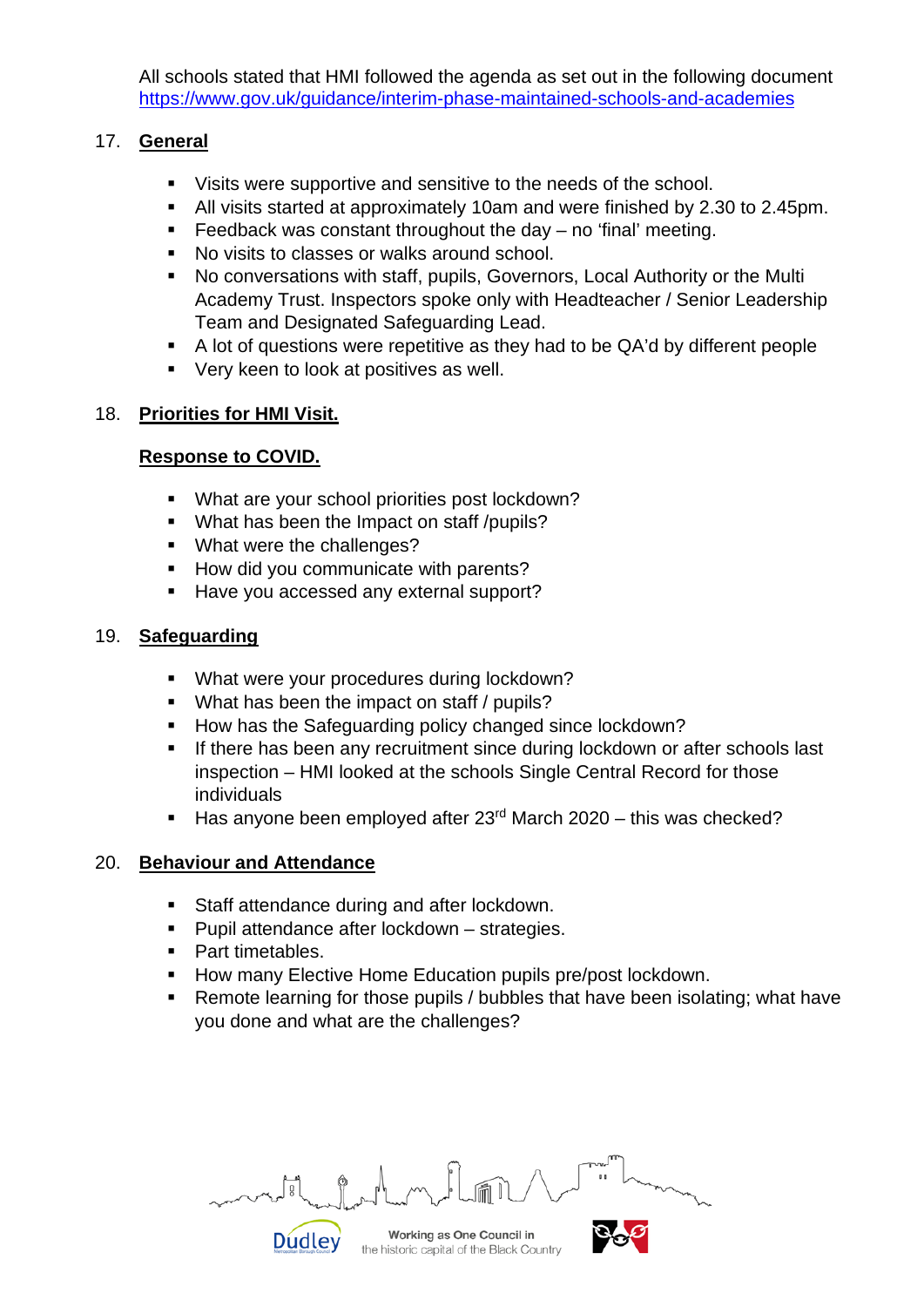All schools stated that HMI followed the agenda as set out in the following document https://www.gov.uk/guidance/interim-phase-maintained-schools-and-academies

17. **General**

- Visits were supportive and sensitive to the needs of the school.
- All visits started at approximately 10am and were finished by 2.30 to 2.45pm.
- Feedback was constant throughout the day – no 'final' meeting.
- No visits to classes or walks around school.
- No conversations with staff, pupils, Governors, Local Authority or the Multi Academy Trust. Inspectors spoke only with Headteacher / Senior Leadership Team and Designated Safeguarding Lead.
- A lot of questions were repetitive as they had to be QA'd by different people
- Very keen to look at positives as well.

18. **Priorities for HMI Visit.**

**Response to COVID.**

- What are your school priorities post lockdown?
- What has been the Impact on staff /pupils?
- What were the challenges?
- How did you communicate with parents?
- Have you accessed any external support?

19. **Safeguarding**

- What were your procedures during lockdown?
- What has been the impact on staff / pupils?
- How has the Safeguarding policy changed since lockdown?
- If there has been any recruitment since during lockdown or after schools last inspection – HMI looked at the schools Single Central Record for those individuals
- Has anyone been employed after 23rd March 2020 – this was checked?

20. **Behaviour and Attendance**

- Staff attendance during and after lockdown.
- Pupil attendance after lockdown – strategies.
- Part timetables.
- How many Elective Home Education pupils pre/post lockdown.
- Remote learning for those pupils / bubbles that have been isolating; what have you done and what are the challenges?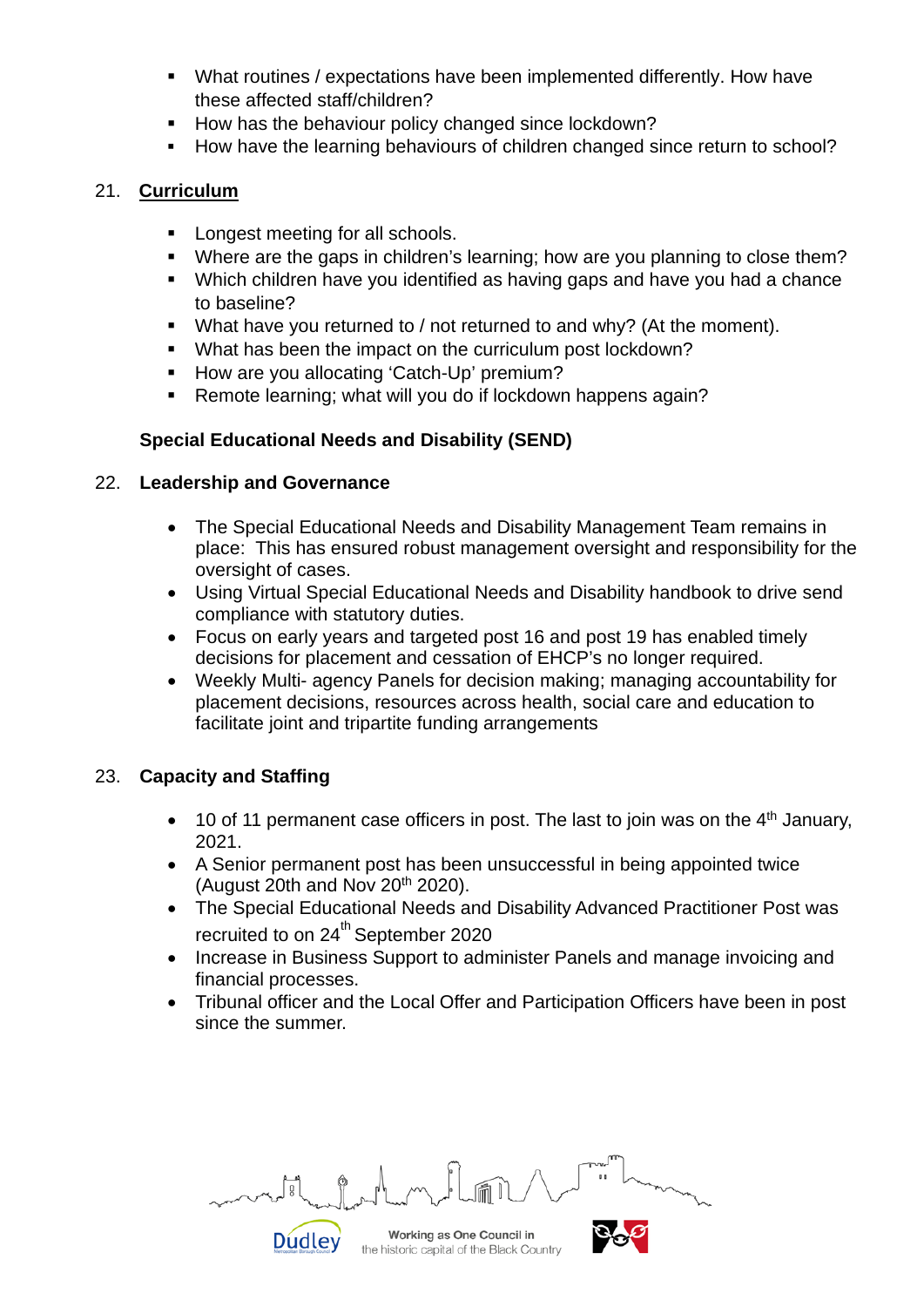- What routines / expectations have been implemented differently. How have these affected staff/children?
- How has the behaviour policy changed since lockdown?
- How have the learning behaviours of children changed since return to school?

21. **Curriculum**

- Longest meeting for all schools.
- Where are the gaps in children's learning; how are you planning to close them?
- Which children have you identified as having gaps and have you had a chance to baseline?
- What have you returned to / not returned to and why? (At the moment).
- What has been the impact on the curriculum post lockdown?
- How are you allocating 'Catch-Up' premium?
- Remote learning; what will you do if lockdown happens again?

**Special Educational Needs and Disability (SEND)**

22. **Leadership and Governance**

- The Special Educational Needs and Disability Management Team remains in place: This has ensured robust management oversight and responsibility for the oversight of cases.
- Using Virtual Special Educational Needs and Disability handbook to drive send compliance with statutory duties.
- Focus on early years and targeted post 16 and post 19 has enabled timely decisions for placement and cessation of EHCP's no longer required.
- Weekly Multi- agency Panels for decision making; managing accountability for placement decisions, resources across health, social care and education to facilitate joint and tripartite funding arrangements

23. **Capacity and Staffing**

- 10 of 11 permanent case officers in post. The last to join was on the 4th January, 2021.
- A Senior permanent post has been unsuccessful in being appointed twice (August 20th and Nov 20th 2020).
- The Special Educational Needs and Disability Advanced Practitioner Post was recruited to on 24th September 2020
- Increase in Business Support to administer Panels and manage invoicing and financial processes.
- Tribunal officer and the Local Offer and Participation Officers have been in post since the summer.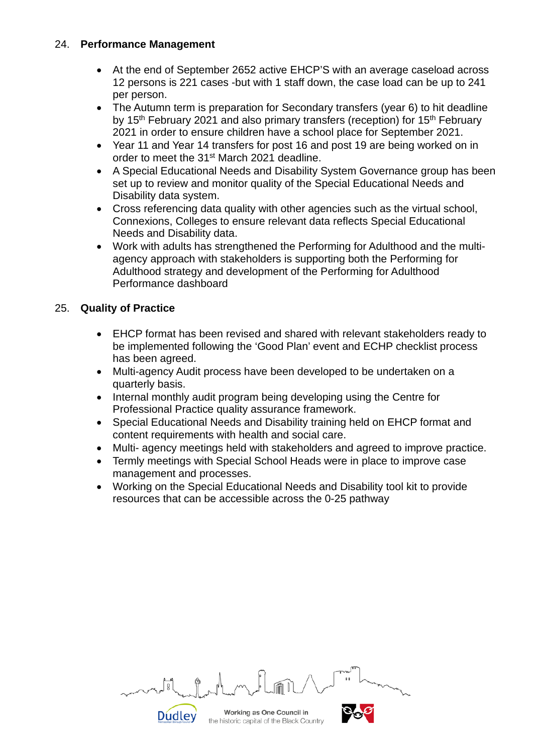24. **Performance Management**

- At the end of September 2652 active EHCP'S with an average caseload across 12 persons is 221 cases -but with 1 staff down, the case load can be up to 241 per person.
- The Autumn term is preparation for Secondary transfers (year 6) to hit deadline by 15th February 2021 and also primary transfers (reception) for 15th February 2021 in order to ensure children have a school place for September 2021.
- Year 11 and Year 14 transfers for post 16 and post 19 are being worked on in order to meet the 31st March 2021 deadline.
- A Special Educational Needs and Disability System Governance group has been set up to review and monitor quality of the Special Educational Needs and Disability data system.
- Cross referencing data quality with other agencies such as the virtual school, Connexions, Colleges to ensure relevant data reflects Special Educational Needs and Disability data.
- Work with adults has strengthened the Performing for Adulthood and the multi-agency approach with stakeholders is supporting both the Performing for Adulthood strategy and development of the Performing for Adulthood Performance dashboard

25. **Quality of Practice**

- EHCP format has been revised and shared with relevant stakeholders ready to be implemented following the 'Good Plan' event and ECHP checklist process has been agreed.
- Multi-agency Audit process have been developed to be undertaken on a quarterly basis.
- Internal monthly audit program being developing using the Centre for Professional Practice quality assurance framework.
- Special Educational Needs and Disability training held on EHCP format and content requirements with health and social care.
- Multi- agency meetings held with stakeholders and agreed to improve practice.
- Termly meetings with Special School Heads were in place to improve case management and processes.
- Working on the Special Educational Needs and Disability tool kit to provide resources that can be accessible across the 0-25 pathway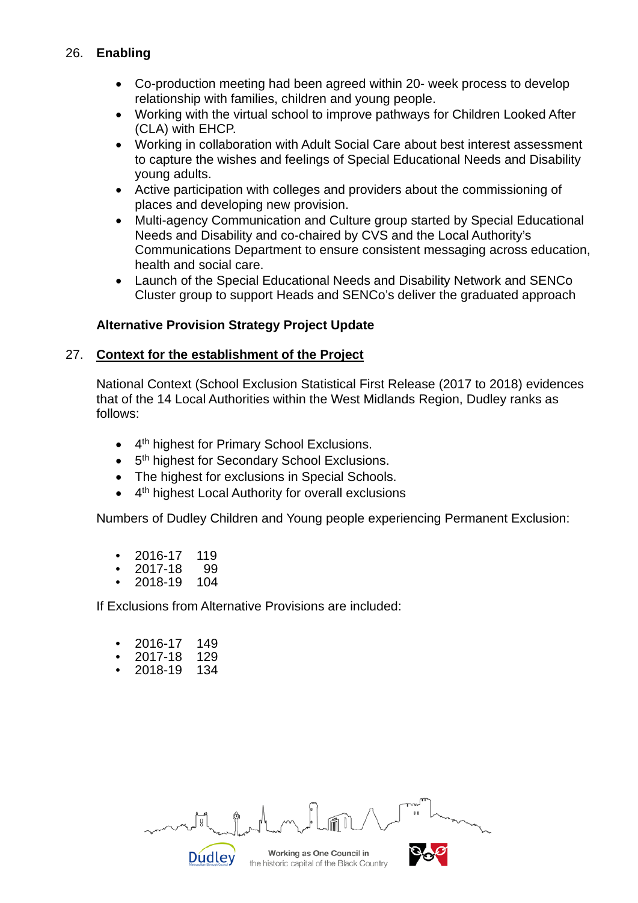26. **Enabling**

- Co-production meeting had been agreed within 20- week process to develop relationship with families, children and young people.
- Working with the virtual school to improve pathways for Children Looked After (CLA) with EHCP.
- Working in collaboration with Adult Social Care about best interest assessment to capture the wishes and feelings of Special Educational Needs and Disability young adults.
- Active participation with colleges and providers about the commissioning of places and developing new provision.
- Multi-agency Communication and Culture group started by Special Educational Needs and Disability and co-chaired by CVS and the Local Authority's Communications Department to ensure consistent messaging across education, health and social care.
- Launch of the Special Educational Needs and Disability Network and SENCo Cluster group to support Heads and SENCo's deliver the graduated approach

**Alternative Provision Strategy Project Update**

27. **Context for the establishment of the Project**

National Context (School Exclusion Statistical First Release (2017 to 2018) evidences that of the 14 Local Authorities within the West Midlands Region, Dudley ranks as follows:

- 4th highest for Primary School Exclusions.
- 5th highest for Secondary School Exclusions.
- The highest for exclusions in Special Schools.
- 4th highest Local Authority for overall exclusions

Numbers of Dudley Children and Young people experiencing Permanent Exclusion:

- 2016-17 119
- 2017-18 99
- 2018-19 104

If Exclusions from Alternative Provisions are included:

- 2016-17 149
- 2017-18 129
- 2018-19 134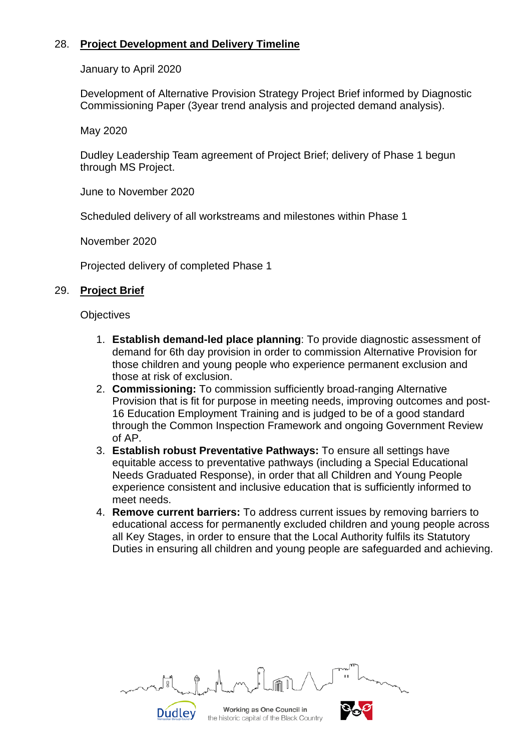28. **Project Development and Delivery Timeline**

January to April 2020

Development of Alternative Provision Strategy Project Brief informed by Diagnostic Commissioning Paper (3year trend analysis and projected demand analysis).

May 2020

Dudley Leadership Team agreement of Project Brief; delivery of Phase 1 begun through MS Project.

June to November 2020

Scheduled delivery of all workstreams and milestones within Phase 1

November 2020

Projected delivery of completed Phase 1

29. **Project Brief**

Objectives

1. **Establish demand-led place planning**: To provide diagnostic assessment of demand for 6th day provision in order to commission Alternative Provision for those children and young people who experience permanent exclusion and those at risk of exclusion.
2. **Commissioning:** To commission sufficiently broad-ranging Alternative Provision that is fit for purpose in meeting needs, improving outcomes and post-16 Education Employment Training and is judged to be of a good standard through the Common Inspection Framework and ongoing Government Review of AP.
3. **Establish robust Preventative Pathways:** To ensure all settings have equitable access to preventative pathways (including a Special Educational Needs Graduated Response), in order that all Children and Young People experience consistent and inclusive education that is sufficiently informed to meet needs.
4. **Remove current barriers:** To address current issues by removing barriers to educational access for permanently excluded children and young people across all Key Stages, in order to ensure that the Local Authority fulfils its Statutory Duties in ensuring all children and young people are safeguarded and achieving.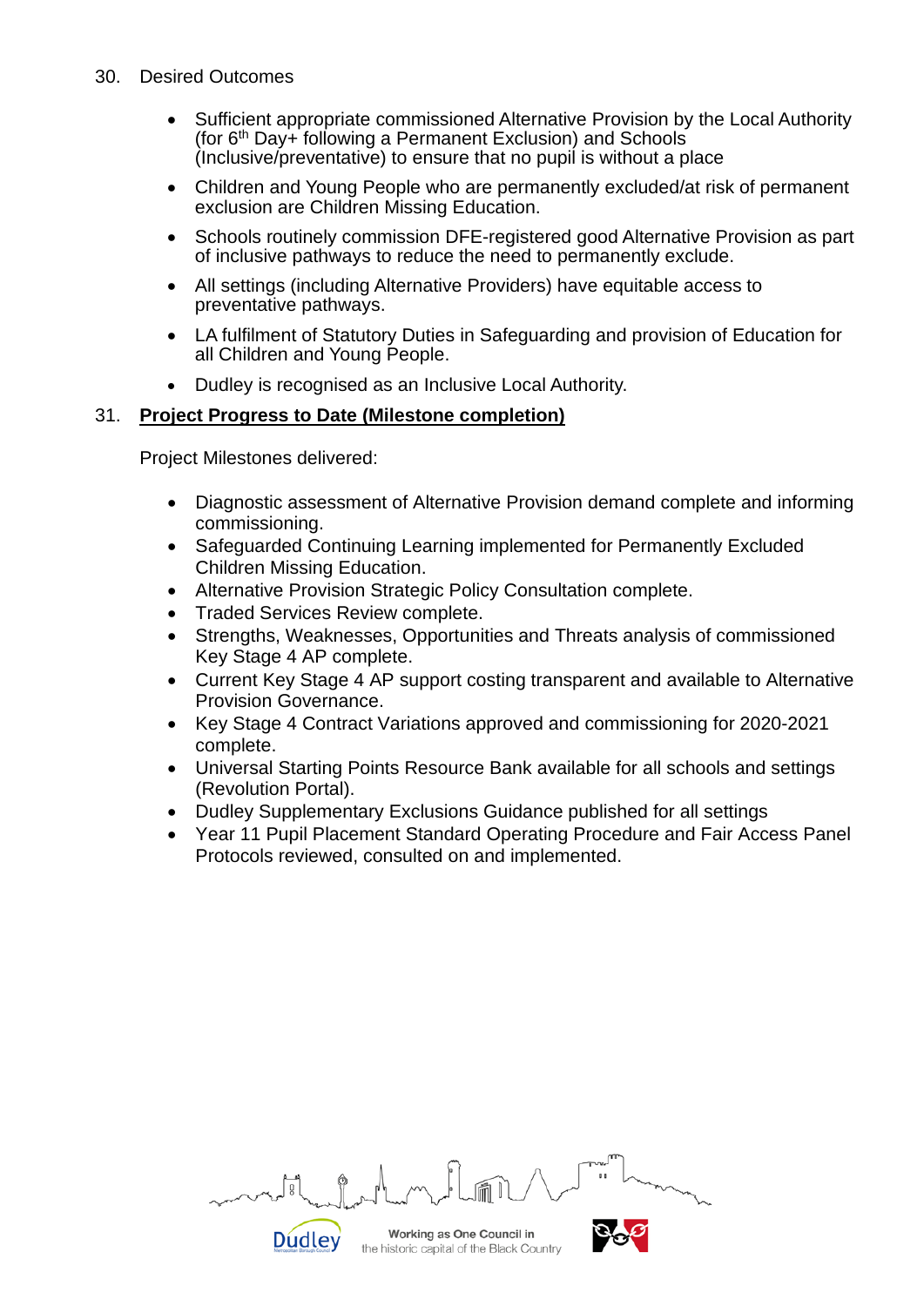30. Desired Outcomes

- Sufficient appropriate commissioned Alternative Provision by the Local Authority (for 6th Day+ following a Permanent Exclusion) and Schools (Inclusive/preventative) to ensure that no pupil is without a place
- Children and Young People who are permanently excluded/at risk of permanent exclusion are Children Missing Education.
- Schools routinely commission DFE-registered good Alternative Provision as part of inclusive pathways to reduce the need to permanently exclude.
- All settings (including Alternative Providers) have equitable access to preventative pathways.
- LA fulfilment of Statutory Duties in Safeguarding and provision of Education for all Children and Young People.
- Dudley is recognised as an Inclusive Local Authority.

31. **Project Progress to Date (Milestone completion)**

Project Milestones delivered:

- Diagnostic assessment of Alternative Provision demand complete and informing commissioning.
- Safeguarded Continuing Learning implemented for Permanently Excluded Children Missing Education.
- Alternative Provision Strategic Policy Consultation complete.
- Traded Services Review complete.
- Strengths, Weaknesses, Opportunities and Threats analysis of commissioned Key Stage 4 AP complete.
- Current Key Stage 4 AP support costing transparent and available to Alternative Provision Governance.
- Key Stage 4 Contract Variations approved and commissioning for 2020-2021 complete.
- Universal Starting Points Resource Bank available for all schools and settings (Revolution Portal).
- Dudley Supplementary Exclusions Guidance published for all settings
- Year 11 Pupil Placement Standard Operating Procedure and Fair Access Panel Protocols reviewed, consulted on and implemented.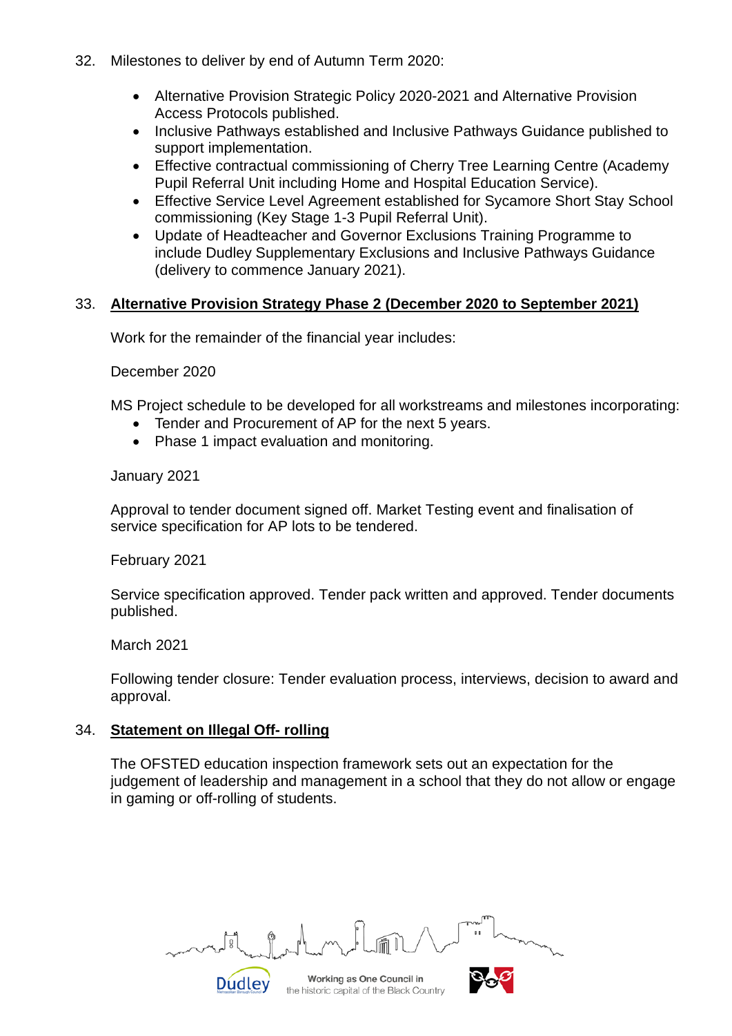32. Milestones to deliver by end of Autumn Term 2020:

    - Alternative Provision Strategic Policy 2020-2021 and Alternative Provision Access Protocols published.
    - Inclusive Pathways established and Inclusive Pathways Guidance published to support implementation.
    - Effective contractual commissioning of Cherry Tree Learning Centre (Academy Pupil Referral Unit including Home and Hospital Education Service).
    - Effective Service Level Agreement established for Sycamore Short Stay School commissioning (Key Stage 1-3 Pupil Referral Unit).
    - Update of Headteacher and Governor Exclusions Training Programme to include Dudley Supplementary Exclusions and Inclusive Pathways Guidance (delivery to commence January 2021).

33. **Alternative Provision Strategy Phase 2 (December 2020 to September 2021)**

    Work for the remainder of the financial year includes:

    December 2020

    MS Project schedule to be developed for all workstreams and milestones incorporating:

    - Tender and Procurement of AP for the next 5 years.
    - Phase 1 impact evaluation and monitoring.

    January 2021

    Approval to tender document signed off. Market Testing event and finalisation of service specification for AP lots to be tendered.

    February 2021

    Service specification approved. Tender pack written and approved. Tender documents published.

    March 2021

    Following tender closure: Tender evaluation process, interviews, decision to award and approval.

34. **Statement on Illegal Off- rolling**

    The OFSTED education inspection framework sets out an expectation for the judgement of leadership and management in a school that they do not allow or engage in gaming or off-rolling of students.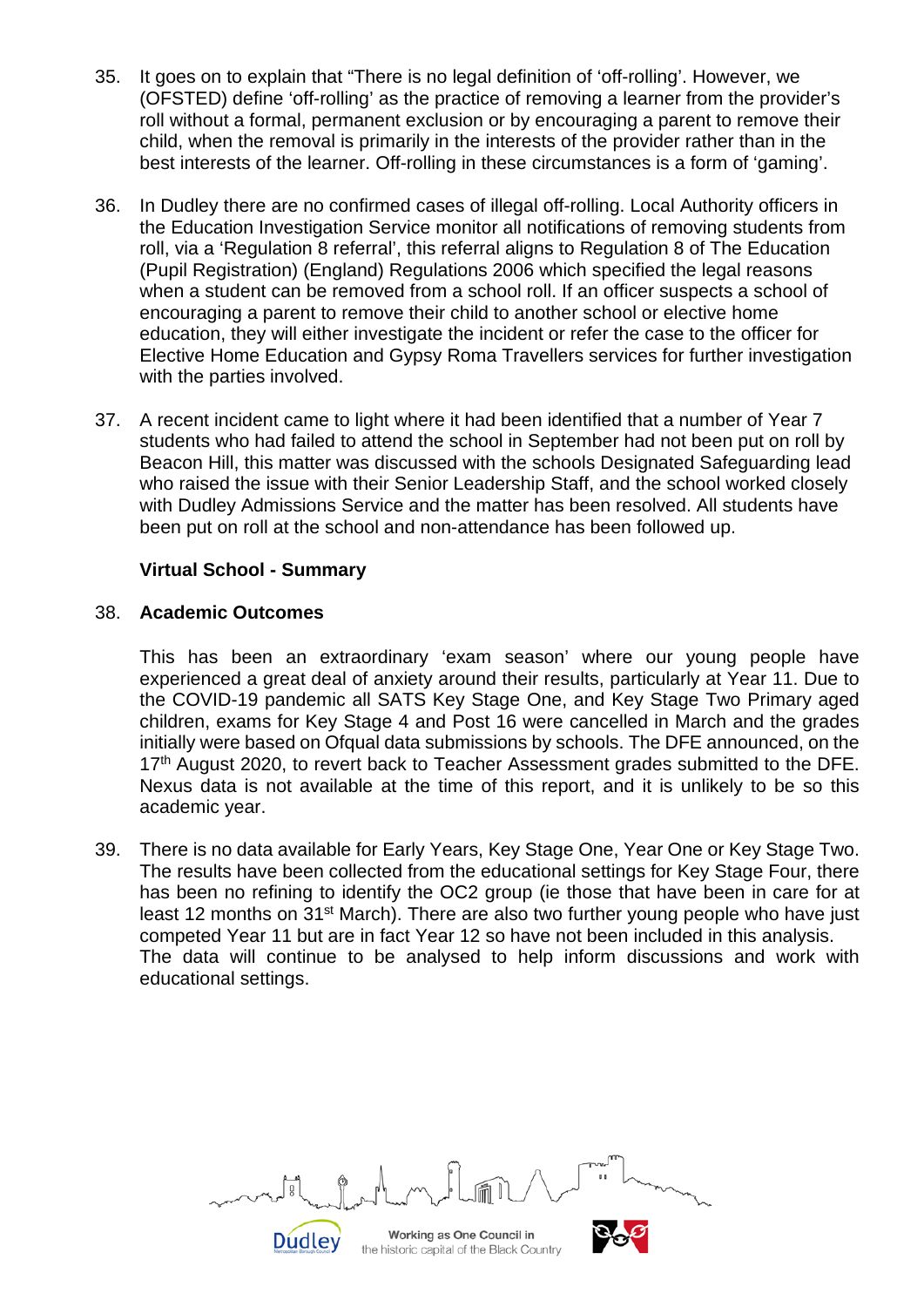35. It goes on to explain that "There is no legal definition of 'off-rolling'. However, we (OFSTED) define 'off-rolling' as the practice of removing a learner from the provider's roll without a formal, permanent exclusion or by encouraging a parent to remove their child, when the removal is primarily in the interests of the provider rather than in the best interests of the learner. Off-rolling in these circumstances is a form of 'gaming'.

36. In Dudley there are no confirmed cases of illegal off-rolling. Local Authority officers in the Education Investigation Service monitor all notifications of removing students from roll, via a 'Regulation 8 referral', this referral aligns to Regulation 8 of The Education (Pupil Registration) (England) Regulations 2006 which specified the legal reasons when a student can be removed from a school roll. If an officer suspects a school of encouraging a parent to remove their child to another school or elective home education, they will either investigate the incident or refer the case to the officer for Elective Home Education and Gypsy Roma Travellers services for further investigation with the parties involved.

37. A recent incident came to light where it had been identified that a number of Year 7 students who had failed to attend the school in September had not been put on roll by Beacon Hill, this matter was discussed with the schools Designated Safeguarding lead who raised the issue with their Senior Leadership Staff, and the school worked closely with Dudley Admissions Service and the matter has been resolved. All students have been put on roll at the school and non-attendance has been followed up.

**Virtual School - Summary**

38. **Academic Outcomes**

This has been an extraordinary 'exam season' where our young people have experienced a great deal of anxiety around their results, particularly at Year 11. Due to the COVID-19 pandemic all SATS Key Stage One, and Key Stage Two Primary aged children, exams for Key Stage 4 and Post 16 were cancelled in March and the grades initially were based on Ofqual data submissions by schools. The DFE announced, on the 17th August 2020, to revert back to Teacher Assessment grades submitted to the DFE. Nexus data is not available at the time of this report, and it is unlikely to be so this academic year.

39. There is no data available for Early Years, Key Stage One, Year One or Key Stage Two. The results have been collected from the educational settings for Key Stage Four, there has been no refining to identify the OC2 group (ie those that have been in care for at least 12 months on 31st March). There are also two further young people who have just competed Year 11 but are in fact Year 12 so have not been included in this analysis. The data will continue to be analysed to help inform discussions and work with educational settings.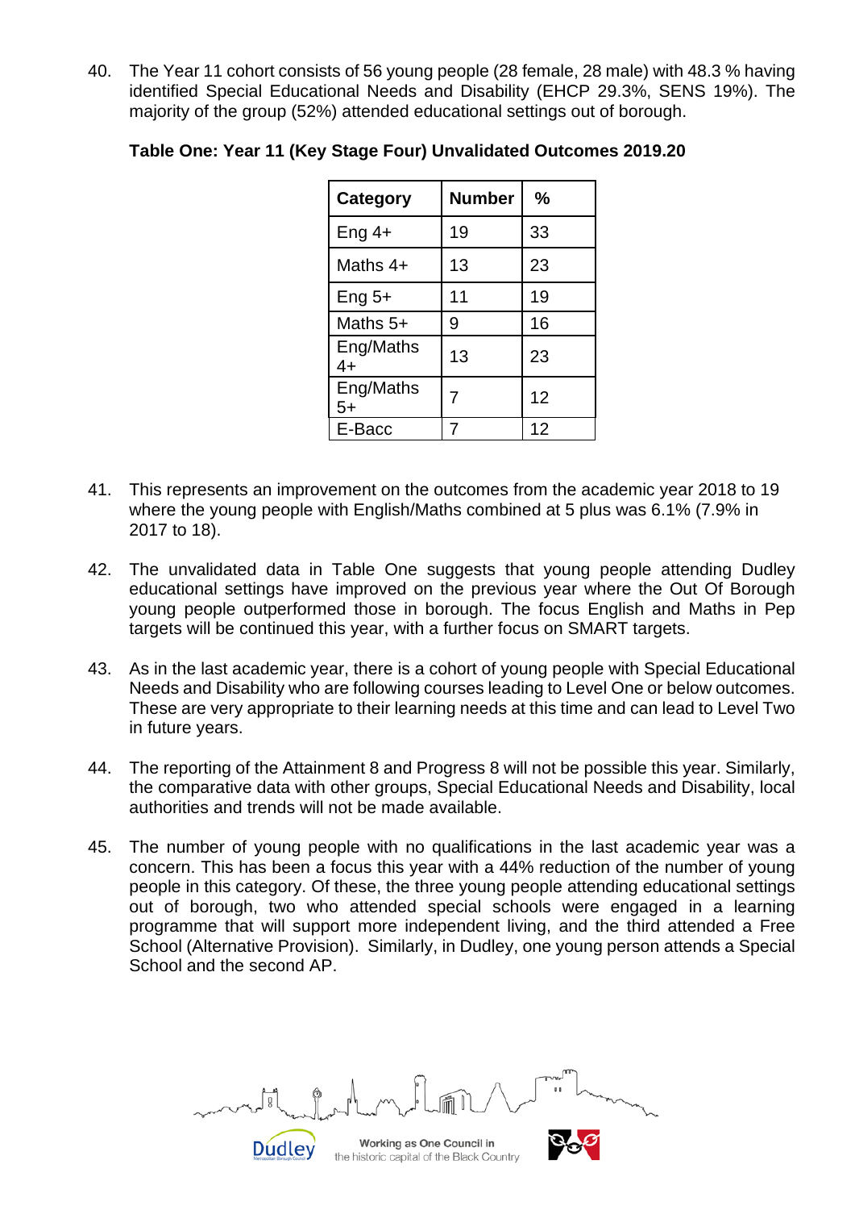40. The Year 11 cohort consists of 56 young people (28 female, 28 male) with 48.3 % having identified Special Educational Needs and Disability (EHCP 29.3%, SENS 19%). The majority of the group (52%) attended educational settings out of borough.

**Table One: Year 11 (Key Stage Four) Unvalidated Outcomes 2019.20**

| Category | Number | % |
|---|---|---|
| Eng 4+ | 19 | 33 |
| Maths 4+ | 13 | 23 |
| Eng 5+ | 11 | 19 |
| Maths 5+ | 9 | 16 |
| Eng/Maths 4+ | 13 | 23 |
| Eng/Maths 5+ | 7 | 12 |
| E-Bacc | 7 | 12 |

41. This represents an improvement on the outcomes from the academic year 2018 to 19 where the young people with English/Maths combined at 5 plus was 6.1% (7.9% in 2017 to 18).

42. The unvalidated data in Table One suggests that young people attending Dudley educational settings have improved on the previous year where the Out Of Borough young people outperformed those in borough. The focus English and Maths in Pep targets will be continued this year, with a further focus on SMART targets.

43. As in the last academic year, there is a cohort of young people with Special Educational Needs and Disability who are following courses leading to Level One or below outcomes. These are very appropriate to their learning needs at this time and can lead to Level Two in future years.

44. The reporting of the Attainment 8 and Progress 8 will not be possible this year. Similarly, the comparative data with other groups, Special Educational Needs and Disability, local authorities and trends will not be made available.

45. The number of young people with no qualifications in the last academic year was a concern. This has been a focus this year with a 44% reduction of the number of young people in this category. Of these, the three young people attending educational settings out of borough, two who attended special schools were engaged in a learning programme that will support more independent living, and the third attended a Free School (Alternative Provision). Similarly, in Dudley, one young person attends a Special School and the second AP.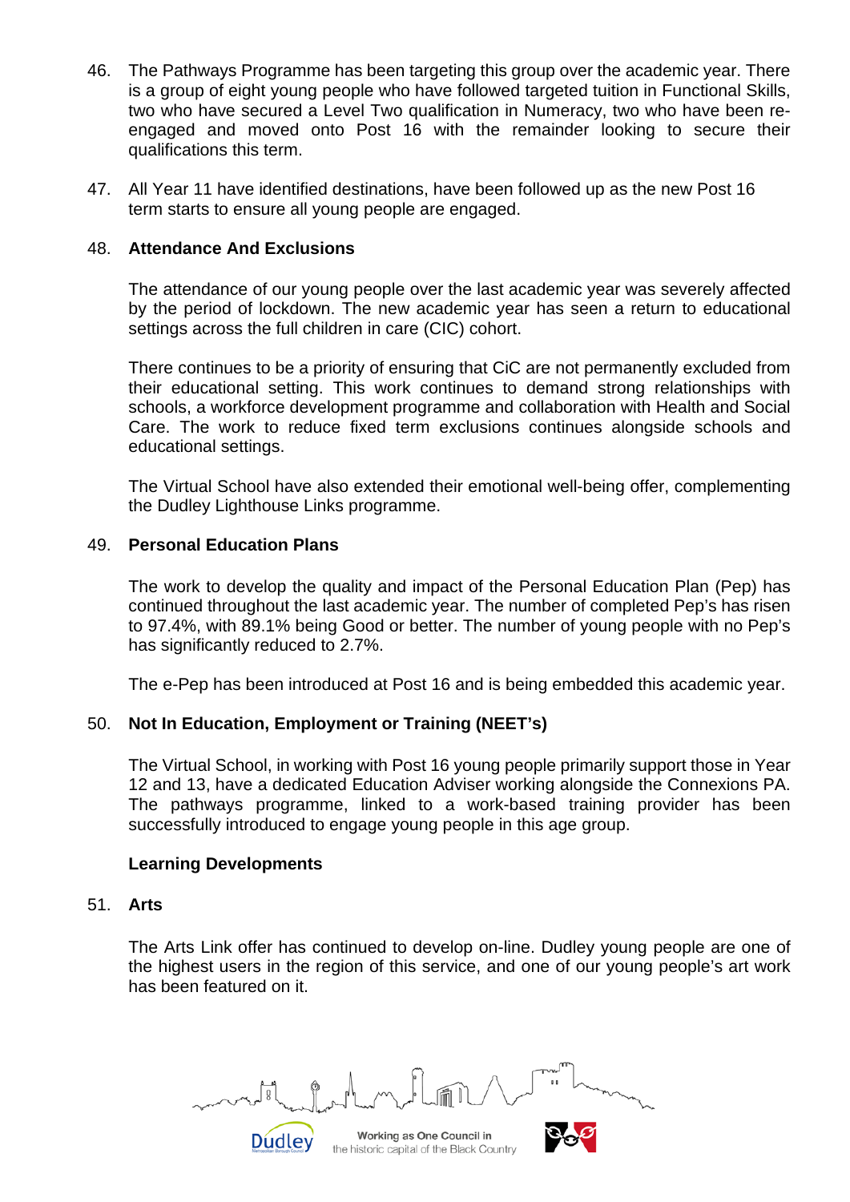46. The Pathways Programme has been targeting this group over the academic year. There is a group of eight young people who have followed targeted tuition in Functional Skills, two who have secured a Level Two qualification in Numeracy, two who have been re-engaged and moved onto Post 16 with the remainder looking to secure their qualifications this term.

47. All Year 11 have identified destinations, have been followed up as the new Post 16 term starts to ensure all young people are engaged.

48. **Attendance And Exclusions**

    The attendance of our young people over the last academic year was severely affected by the period of lockdown. The new academic year has seen a return to educational settings across the full children in care (CIC) cohort.

    There continues to be a priority of ensuring that CiC are not permanently excluded from their educational setting. This work continues to demand strong relationships with schools, a workforce development programme and collaboration with Health and Social Care. The work to reduce fixed term exclusions continues alongside schools and educational settings.

    The Virtual School have also extended their emotional well-being offer, complementing the Dudley Lighthouse Links programme.

49. **Personal Education Plans**

    The work to develop the quality and impact of the Personal Education Plan (Pep) has continued throughout the last academic year. The number of completed Pep's has risen to 97.4%, with 89.1% being Good or better. The number of young people with no Pep's has significantly reduced to 2.7%.

    The e-Pep has been introduced at Post 16 and is being embedded this academic year.

50. **Not In Education, Employment or Training (NEET's)**

    The Virtual School, in working with Post 16 young people primarily support those in Year 12 and 13, have a dedicated Education Adviser working alongside the Connexions PA. The pathways programme, linked to a work-based training provider has been successfully introduced to engage young people in this age group.

**Learning Developments**

51. **Arts**

    The Arts Link offer has continued to develop on-line. Dudley young people are one of the highest users in the region of this service, and one of our young people's art work has been featured on it.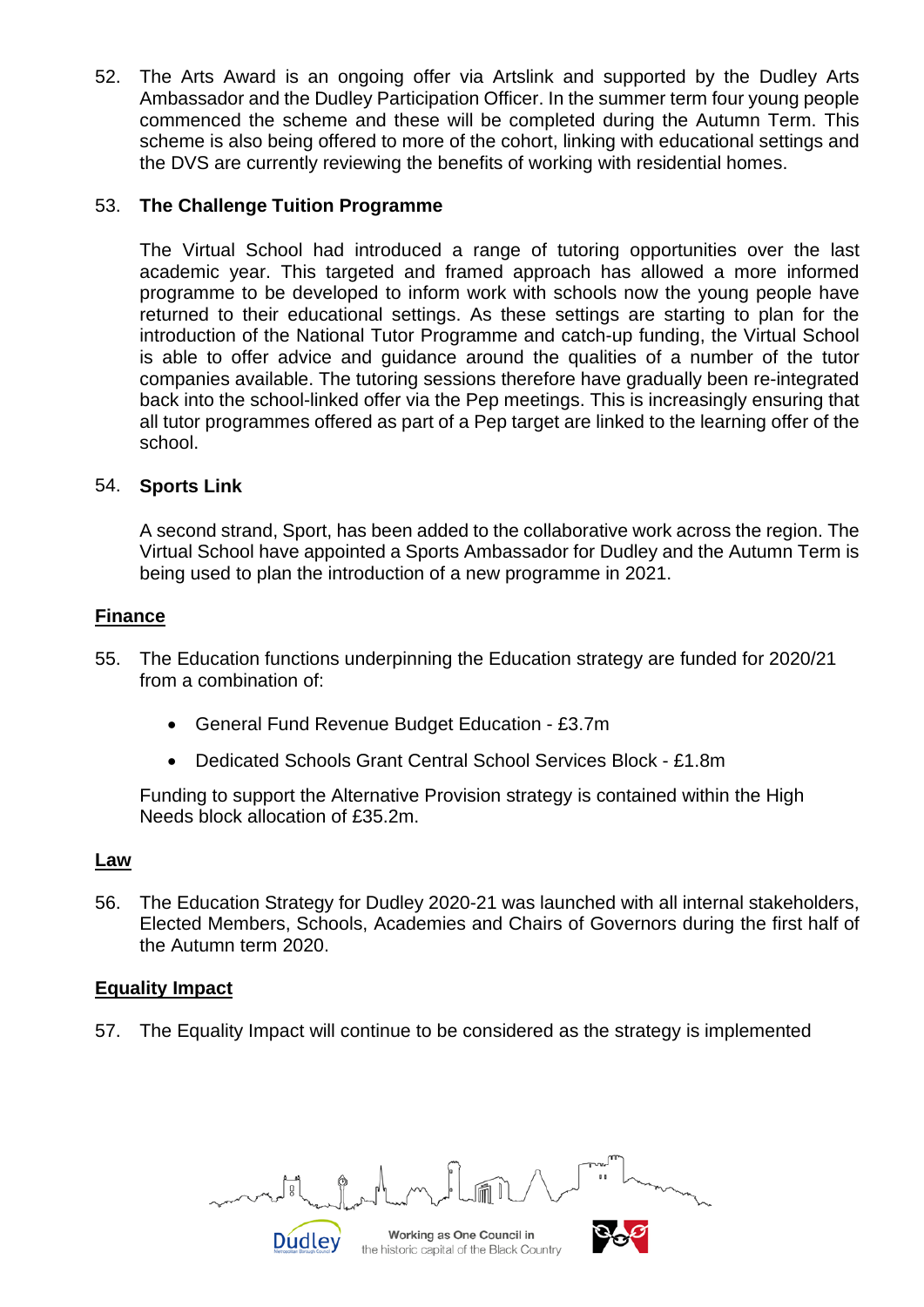52. The Arts Award is an ongoing offer via Artslink and supported by the Dudley Arts Ambassador and the Dudley Participation Officer. In the summer term four young people commenced the scheme and these will be completed during the Autumn Term. This scheme is also being offered to more of the cohort, linking with educational settings and the DVS are currently reviewing the benefits of working with residential homes.

53. **The Challenge Tuition Programme**

    The Virtual School had introduced a range of tutoring opportunities over the last academic year. This targeted and framed approach has allowed a more informed programme to be developed to inform work with schools now the young people have returned to their educational settings. As these settings are starting to plan for the introduction of the National Tutor Programme and catch-up funding, the Virtual School is able to offer advice and guidance around the qualities of a number of the tutor companies available. The tutoring sessions therefore have gradually been re-integrated back into the school-linked offer via the Pep meetings. This is increasingly ensuring that all tutor programmes offered as part of a Pep target are linked to the learning offer of the school.

54. **Sports Link**

    A second strand, Sport, has been added to the collaborative work across the region. The Virtual School have appointed a Sports Ambassador for Dudley and the Autumn Term is being used to plan the introduction of a new programme in 2021.

**Finance**

55. The Education functions underpinning the Education strategy are funded for 2020/21 from a combination of:

    - General Fund Revenue Budget Education - £3.7m
    - Dedicated Schools Grant Central School Services Block - £1.8m

    Funding to support the Alternative Provision strategy is contained within the High Needs block allocation of £35.2m.

**Law**

56. The Education Strategy for Dudley 2020-21 was launched with all internal stakeholders, Elected Members, Schools, Academies and Chairs of Governors during the first half of the Autumn term 2020.

**Equality Impact**

57. The Equality Impact will continue to be considered as the strategy is implemented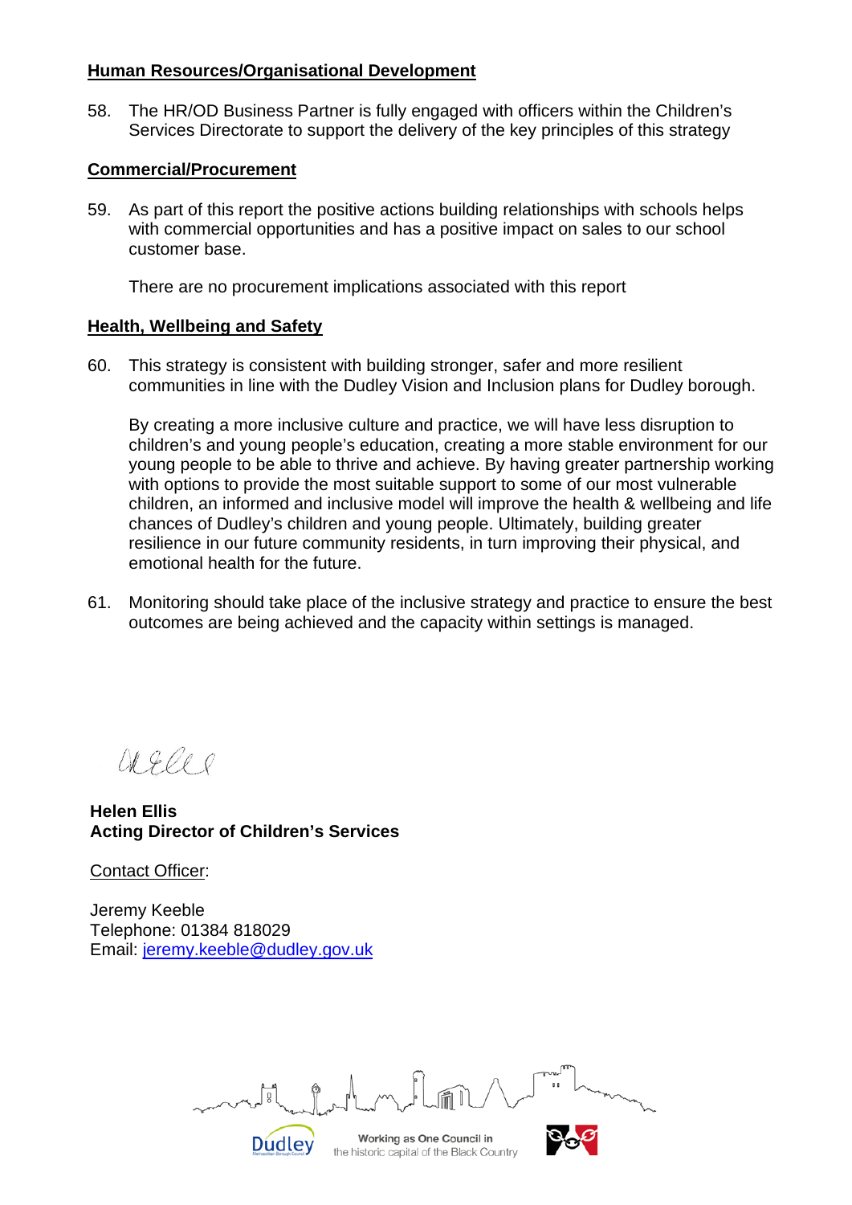**Human Resources/Organisational Development**

58. The HR/OD Business Partner is fully engaged with officers within the Children's Services Directorate to support the delivery of the key principles of this strategy

**Commercial/Procurement**

59. As part of this report the positive actions building relationships with schools helps with commercial opportunities and has a positive impact on sales to our school customer base.

    There are no procurement implications associated with this report

**Health, Wellbeing and Safety**

60. This strategy is consistent with building stronger, safer and more resilient communities in line with the Dudley Vision and Inclusion plans for Dudley borough.

    By creating a more inclusive culture and practice, we will have less disruption to children's and young people's education, creating a more stable environment for our young people to be able to thrive and achieve. By having greater partnership working with options to provide the most suitable support to some of our most vulnerable children, an informed and inclusive model will improve the health & wellbeing and life chances of Dudley's children and young people. Ultimately, building greater resilience in our future community residents, in turn improving their physical, and emotional health for the future.

61. Monitoring should take place of the inclusive strategy and practice to ensure the best outcomes are being achieved and the capacity within settings is managed.

**Helen Ellis**
**Acting Director of Children's Services**

Contact Officer:

Jeremy Keeble
Telephone: 01384 818029
Email: jeremy.keeble@dudley.gov.uk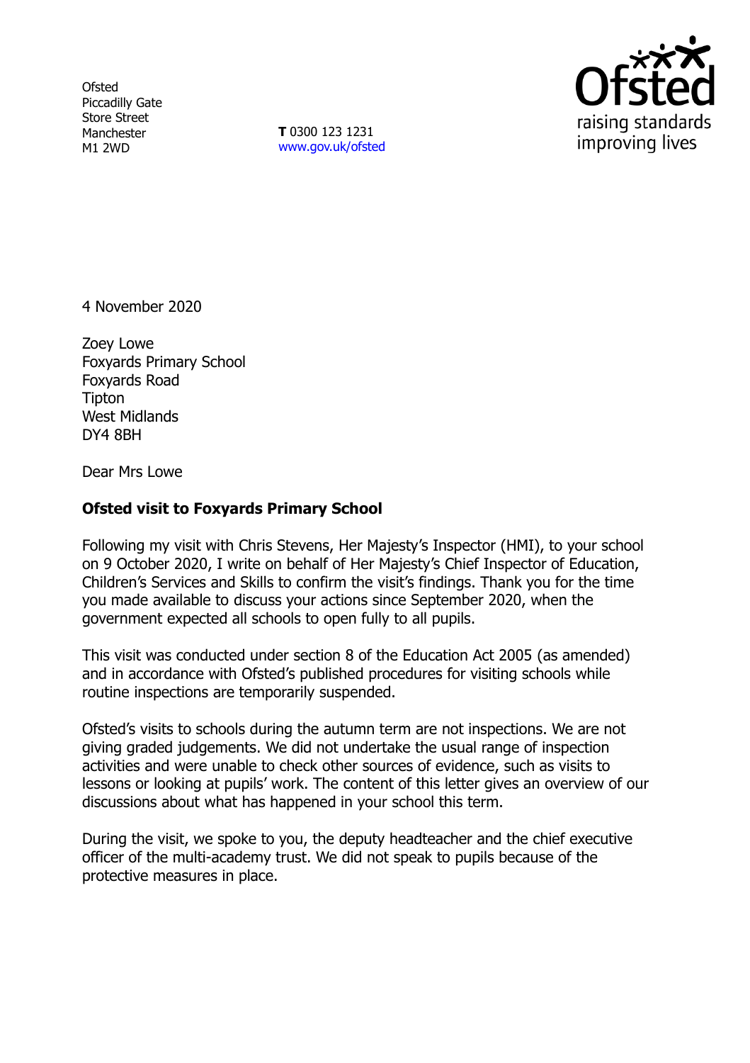Ofsted
Piccadilly Gate
Store Street
Manchester
M1 2WD

**T** 0300 123 1231
www.gov.uk/ofsted

4 November 2020

Zoey Lowe
Foxyards Primary School
Foxyards Road
Tipton
West Midlands
DY4 8BH

Dear Mrs Lowe

**Ofsted visit to Foxyards Primary School**

Following my visit with Chris Stevens, Her Majesty's Inspector (HMI), to your school on 9 October 2020, I write on behalf of Her Majesty's Chief Inspector of Education, Children's Services and Skills to confirm the visit's findings. Thank you for the time you made available to discuss your actions since September 2020, when the government expected all schools to open fully to all pupils.

This visit was conducted under section 8 of the Education Act 2005 (as amended) and in accordance with Ofsted's published procedures for visiting schools while routine inspections are temporarily suspended.

Ofsted's visits to schools during the autumn term are not inspections. We are not giving graded judgements. We did not undertake the usual range of inspection activities and were unable to check other sources of evidence, such as visits to lessons or looking at pupils' work. The content of this letter gives an overview of our discussions about what has happened in your school this term.

During the visit, we spoke to you, the deputy headteacher and the chief executive officer of the multi-academy trust. We did not speak to pupils because of the protective measures in place.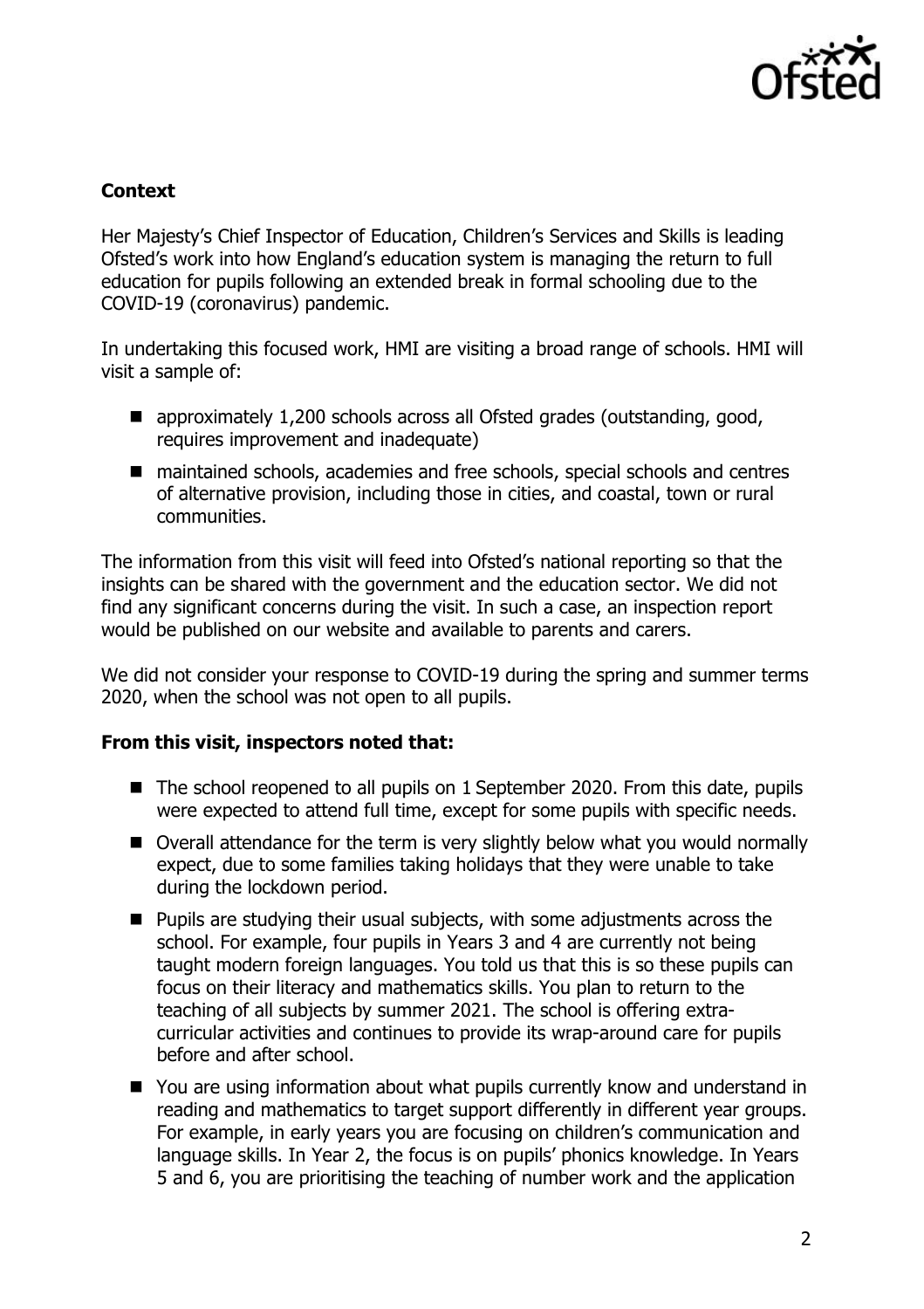### Context

Her Majesty's Chief Inspector of Education, Children's Services and Skills is leading Ofsted's work into how England's education system is managing the return to full education for pupils following an extended break in formal schooling due to the COVID-19 (coronavirus) pandemic.

In undertaking this focused work, HMI are visiting a broad range of schools. HMI will visit a sample of:

- approximately 1,200 schools across all Ofsted grades (outstanding, good, requires improvement and inadequate)
- maintained schools, academies and free schools, special schools and centres of alternative provision, including those in cities, and coastal, town or rural communities.

The information from this visit will feed into Ofsted's national reporting so that the insights can be shared with the government and the education sector. We did not find any significant concerns during the visit. In such a case, an inspection report would be published on our website and available to parents and carers.

We did not consider your response to COVID-19 during the spring and summer terms 2020, when the school was not open to all pupils.

**From this visit, inspectors noted that:**

- The school reopened to all pupils on 1 September 2020. From this date, pupils were expected to attend full time, except for some pupils with specific needs.
- Overall attendance for the term is very slightly below what you would normally expect, due to some families taking holidays that they were unable to take during the lockdown period.
- Pupils are studying their usual subjects, with some adjustments across the school. For example, four pupils in Years 3 and 4 are currently not being taught modern foreign languages. You told us that this is so these pupils can focus on their literacy and mathematics skills. You plan to return to the teaching of all subjects by summer 2021. The school is offering extra-curricular activities and continues to provide its wrap-around care for pupils before and after school.
- You are using information about what pupils currently know and understand in reading and mathematics to target support differently in different year groups. For example, in early years you are focusing on children's communication and language skills. In Year 2, the focus is on pupils' phonics knowledge. In Years 5 and 6, you are prioritising the teaching of number work and the application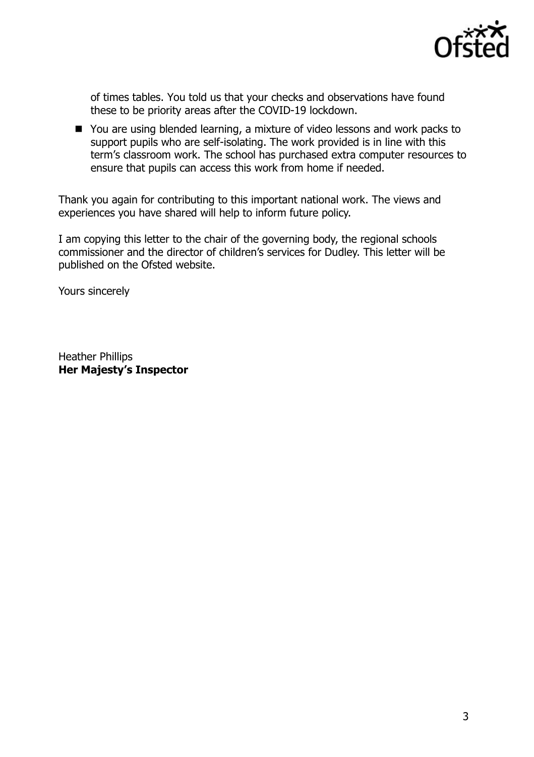of times tables. You told us that your checks and observations have found these to be priority areas after the COVID-19 lockdown.

- You are using blended learning, a mixture of video lessons and work packs to support pupils who are self-isolating. The work provided is in line with this term's classroom work. The school has purchased extra computer resources to ensure that pupils can access this work from home if needed.

Thank you again for contributing to this important national work. The views and experiences you have shared will help to inform future policy.

I am copying this letter to the chair of the governing body, the regional schools commissioner and the director of children's services for Dudley. This letter will be published on the Ofsted website.

Yours sincerely

Heather Phillips
**Her Majesty's Inspector**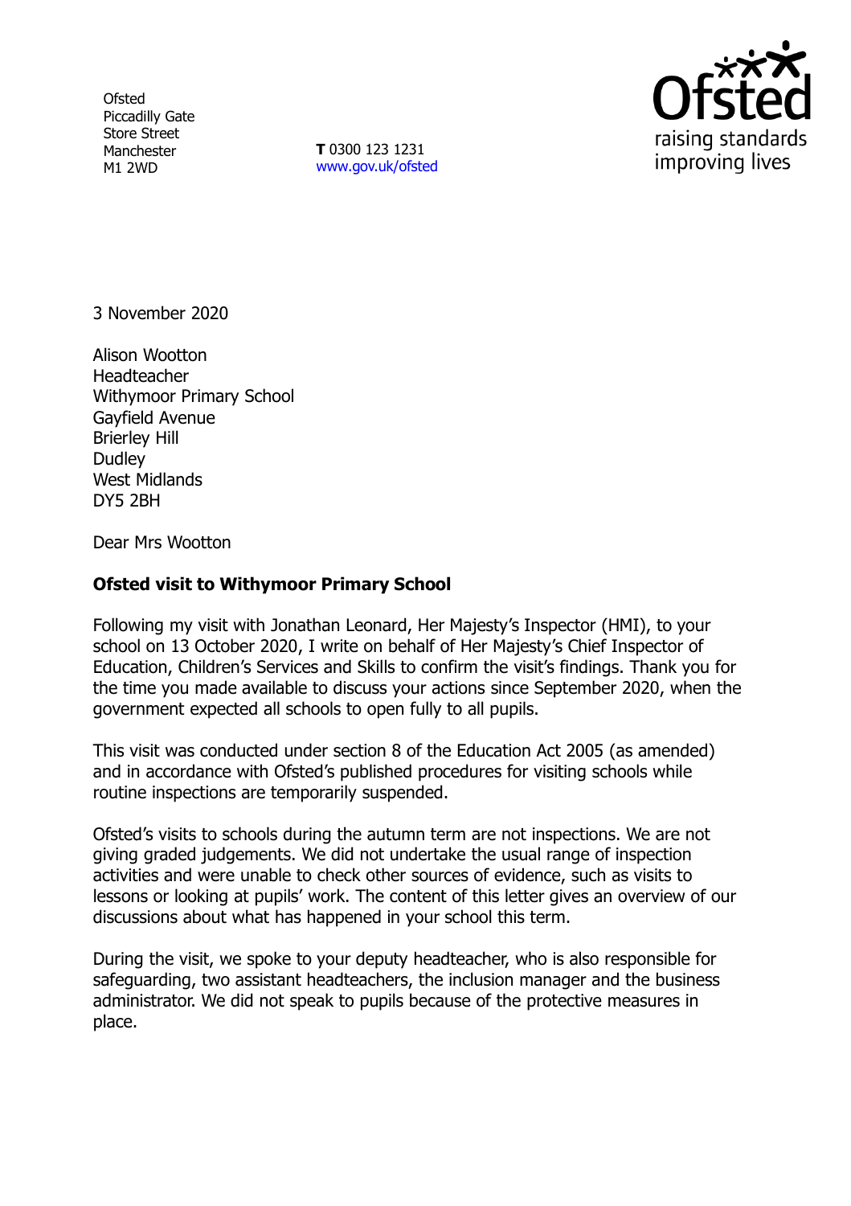Ofsted
Piccadilly Gate
Store Street
Manchester
M1 2WD

**T** 0300 123 1231
www.gov.uk/ofsted

3 November 2020

Alison Wootton
Headteacher
Withymoor Primary School
Gayfield Avenue
Brierley Hill
Dudley
West Midlands
DY5 2BH

Dear Mrs Wootton

**Ofsted visit to Withymoor Primary School**

Following my visit with Jonathan Leonard, Her Majesty's Inspector (HMI), to your school on 13 October 2020, I write on behalf of Her Majesty's Chief Inspector of Education, Children's Services and Skills to confirm the visit's findings. Thank you for the time you made available to discuss your actions since September 2020, when the government expected all schools to open fully to all pupils.

This visit was conducted under section 8 of the Education Act 2005 (as amended) and in accordance with Ofsted's published procedures for visiting schools while routine inspections are temporarily suspended.

Ofsted's visits to schools during the autumn term are not inspections. We are not giving graded judgements. We did not undertake the usual range of inspection activities and were unable to check other sources of evidence, such as visits to lessons or looking at pupils' work. The content of this letter gives an overview of our discussions about what has happened in your school this term.

During the visit, we spoke to your deputy headteacher, who is also responsible for safeguarding, two assistant headteachers, the inclusion manager and the business administrator. We did not speak to pupils because of the protective measures in place.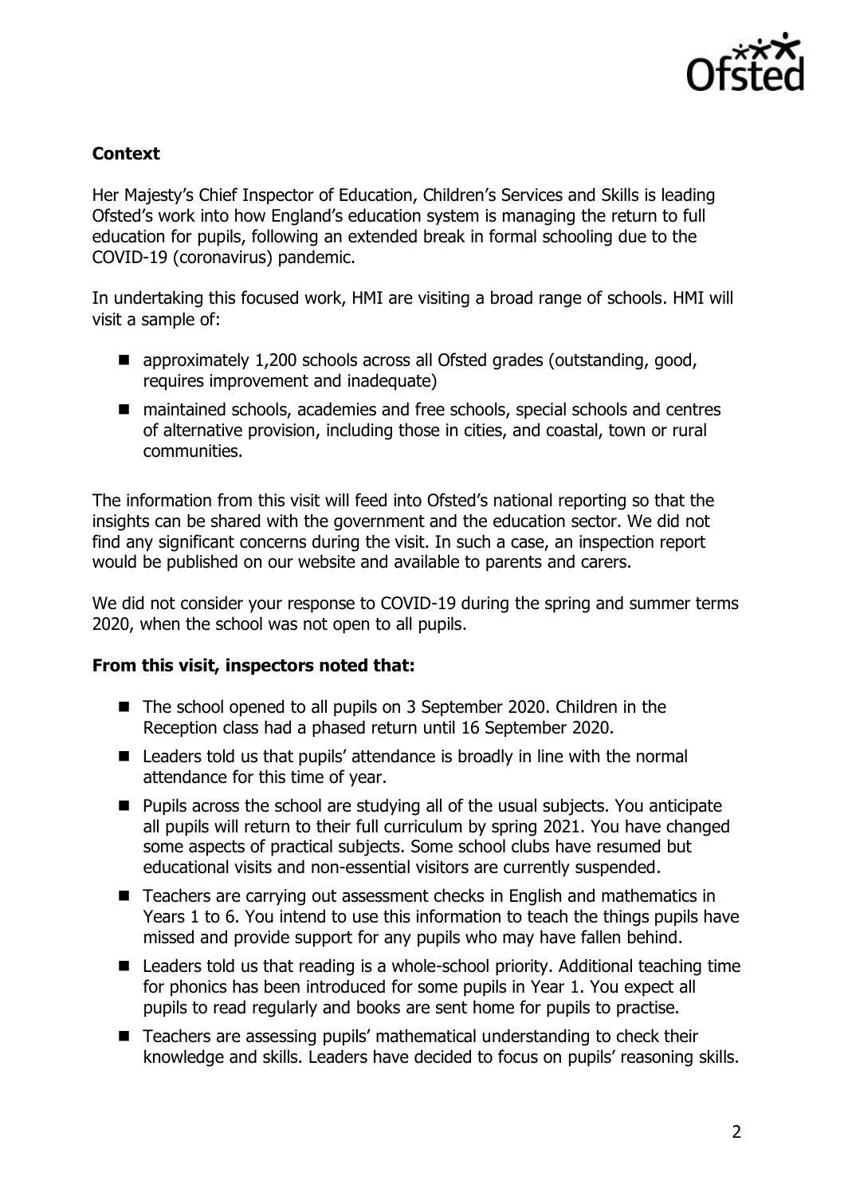**Context**

Her Majesty's Chief Inspector of Education, Children's Services and Skills is leading Ofsted's work into how England's education system is managing the return to full education for pupils, following an extended break in formal schooling due to the COVID-19 (coronavirus) pandemic.

In undertaking this focused work, HMI are visiting a broad range of schools. HMI will visit a sample of:

- approximately 1,200 schools across all Ofsted grades (outstanding, good, requires improvement and inadequate)
- maintained schools, academies and free schools, special schools and centres of alternative provision, including those in cities, and coastal, town or rural communities.

The information from this visit will feed into Ofsted's national reporting so that the insights can be shared with the government and the education sector. We did not find any significant concerns during the visit. In such a case, an inspection report would be published on our website and available to parents and carers.

We did not consider your response to COVID-19 during the spring and summer terms 2020, when the school was not open to all pupils.

**From this visit, inspectors noted that:**

- The school opened to all pupils on 3 September 2020. Children in the Reception class had a phased return until 16 September 2020.
- Leaders told us that pupils' attendance is broadly in line with the normal attendance for this time of year.
- Pupils across the school are studying all of the usual subjects. You anticipate all pupils will return to their full curriculum by spring 2021. You have changed some aspects of practical subjects. Some school clubs have resumed but educational visits and non-essential visitors are currently suspended.
- Teachers are carrying out assessment checks in English and mathematics in Years 1 to 6. You intend to use this information to teach the things pupils have missed and provide support for any pupils who may have fallen behind.
- Leaders told us that reading is a whole-school priority. Additional teaching time for phonics has been introduced for some pupils in Year 1. You expect all pupils to read regularly and books are sent home for pupils to practise.
- Teachers are assessing pupils' mathematical understanding to check their knowledge and skills. Leaders have decided to focus on pupils' reasoning skills.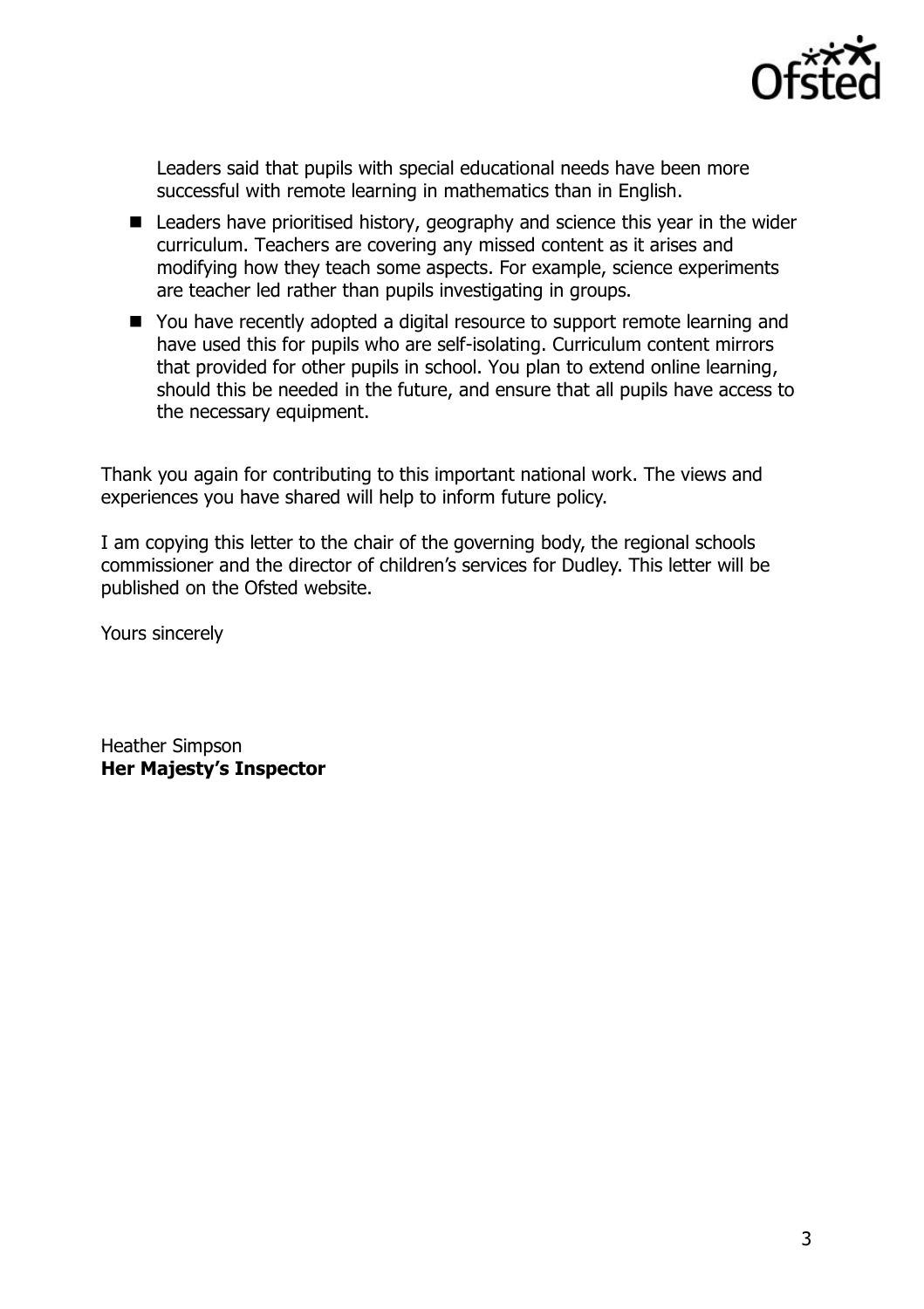Leaders said that pupils with special educational needs have been more successful with remote learning in mathematics than in English.

- Leaders have prioritised history, geography and science this year in the wider curriculum. Teachers are covering any missed content as it arises and modifying how they teach some aspects. For example, science experiments are teacher led rather than pupils investigating in groups.
- You have recently adopted a digital resource to support remote learning and have used this for pupils who are self-isolating. Curriculum content mirrors that provided for other pupils in school. You plan to extend online learning, should this be needed in the future, and ensure that all pupils have access to the necessary equipment.

Thank you again for contributing to this important national work. The views and experiences you have shared will help to inform future policy.

I am copying this letter to the chair of the governing body, the regional schools commissioner and the director of children's services for Dudley. This letter will be published on the Ofsted website.

Yours sincerely

Heather Simpson
**Her Majesty's Inspector**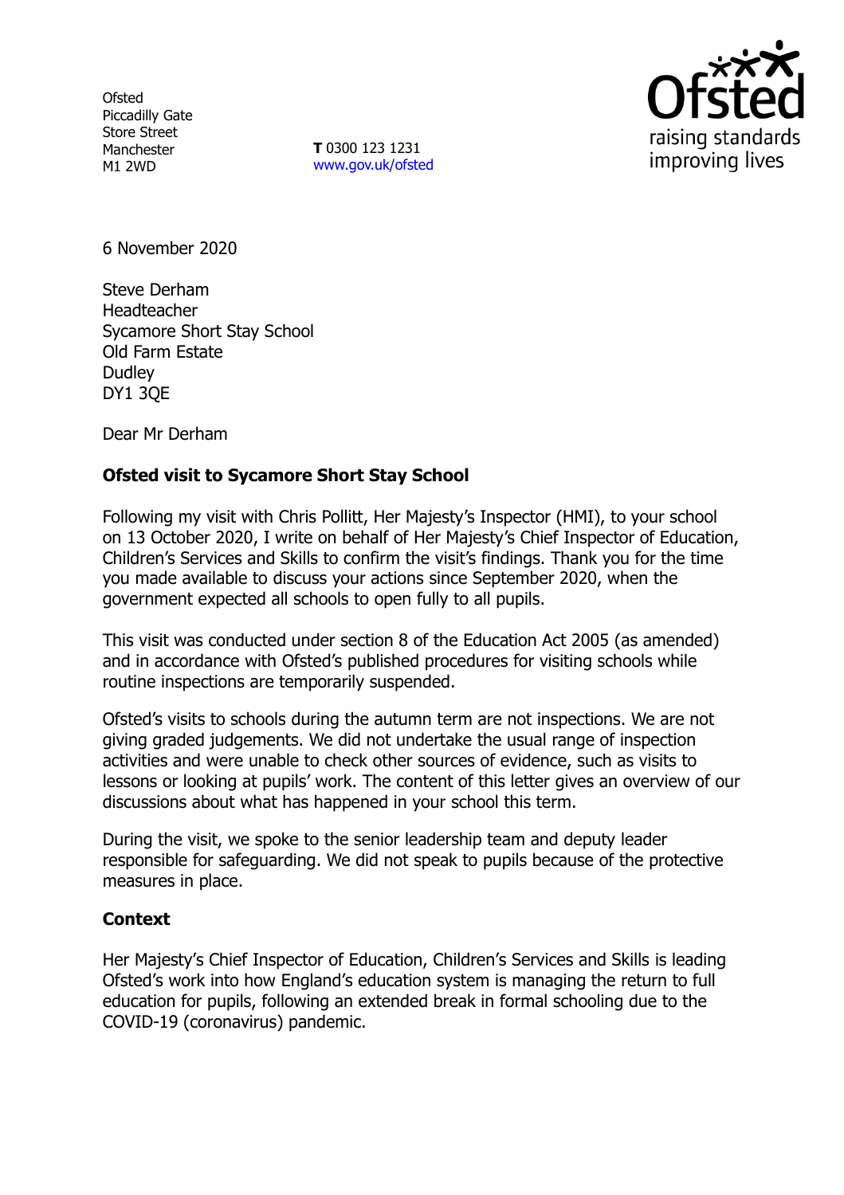Ofsted
Piccadilly Gate
Store Street
Manchester
M1 2WD

**T** 0300 123 1231
www.gov.uk/ofsted

6 November 2020

Steve Derham
Headteacher
Sycamore Short Stay School
Old Farm Estate
Dudley
DY1 3QE

Dear Mr Derham

**Ofsted visit to Sycamore Short Stay School**

Following my visit with Chris Pollitt, Her Majesty's Inspector (HMI), to your school on 13 October 2020, I write on behalf of Her Majesty's Chief Inspector of Education, Children's Services and Skills to confirm the visit's findings. Thank you for the time you made available to discuss your actions since September 2020, when the government expected all schools to open fully to all pupils.

This visit was conducted under section 8 of the Education Act 2005 (as amended) and in accordance with Ofsted's published procedures for visiting schools while routine inspections are temporarily suspended.

Ofsted's visits to schools during the autumn term are not inspections. We are not giving graded judgements. We did not undertake the usual range of inspection activities and were unable to check other sources of evidence, such as visits to lessons or looking at pupils' work. The content of this letter gives an overview of our discussions about what has happened in your school this term.

During the visit, we spoke to the senior leadership team and deputy leader responsible for safeguarding. We did not speak to pupils because of the protective measures in place.

**Context**

Her Majesty's Chief Inspector of Education, Children's Services and Skills is leading Ofsted's work into how England's education system is managing the return to full education for pupils, following an extended break in formal schooling due to the COVID-19 (coronavirus) pandemic.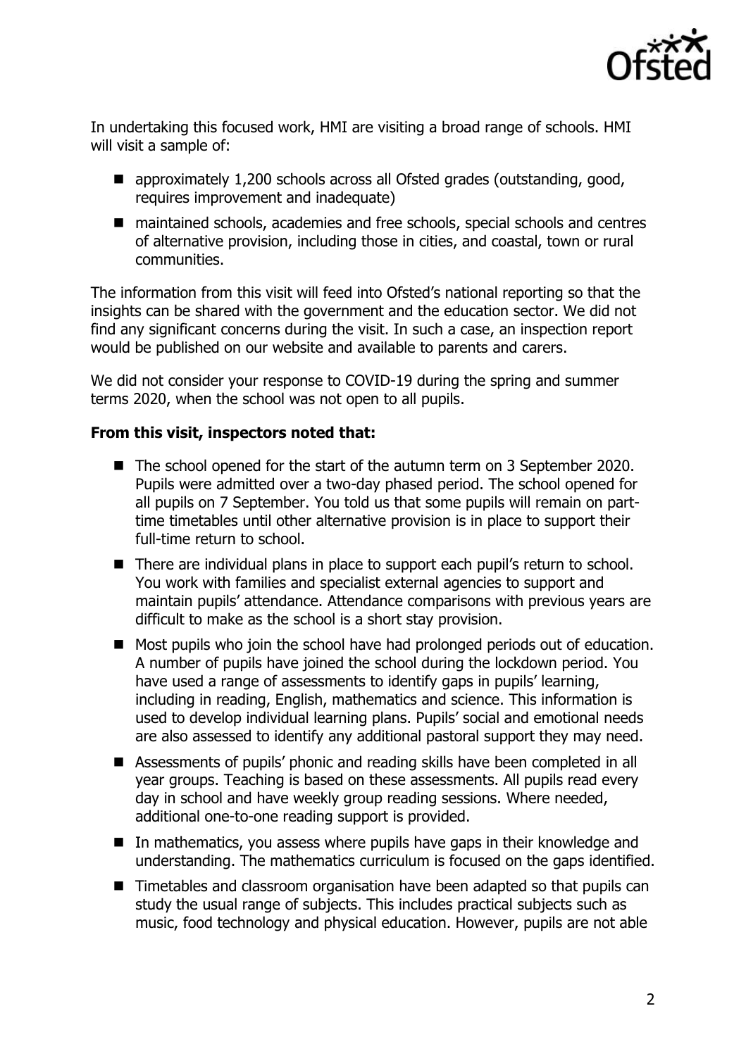In undertaking this focused work, HMI are visiting a broad range of schools. HMI will visit a sample of:

- approximately 1,200 schools across all Ofsted grades (outstanding, good, requires improvement and inadequate)
- maintained schools, academies and free schools, special schools and centres of alternative provision, including those in cities, and coastal, town or rural communities.

The information from this visit will feed into Ofsted's national reporting so that the insights can be shared with the government and the education sector. We did not find any significant concerns during the visit. In such a case, an inspection report would be published on our website and available to parents and carers.

We did not consider your response to COVID-19 during the spring and summer terms 2020, when the school was not open to all pupils.

**From this visit, inspectors noted that:**

- The school opened for the start of the autumn term on 3 September 2020. Pupils were admitted over a two-day phased period. The school opened for all pupils on 7 September. You told us that some pupils will remain on part-time timetables until other alternative provision is in place to support their full-time return to school.
- There are individual plans in place to support each pupil's return to school. You work with families and specialist external agencies to support and maintain pupils' attendance. Attendance comparisons with previous years are difficult to make as the school is a short stay provision.
- Most pupils who join the school have had prolonged periods out of education. A number of pupils have joined the school during the lockdown period. You have used a range of assessments to identify gaps in pupils' learning, including in reading, English, mathematics and science. This information is used to develop individual learning plans. Pupils' social and emotional needs are also assessed to identify any additional pastoral support they may need.
- Assessments of pupils' phonic and reading skills have been completed in all year groups. Teaching is based on these assessments. All pupils read every day in school and have weekly group reading sessions. Where needed, additional one-to-one reading support is provided.
- In mathematics, you assess where pupils have gaps in their knowledge and understanding. The mathematics curriculum is focused on the gaps identified.
- Timetables and classroom organisation have been adapted so that pupils can study the usual range of subjects. This includes practical subjects such as music, food technology and physical education. However, pupils are not able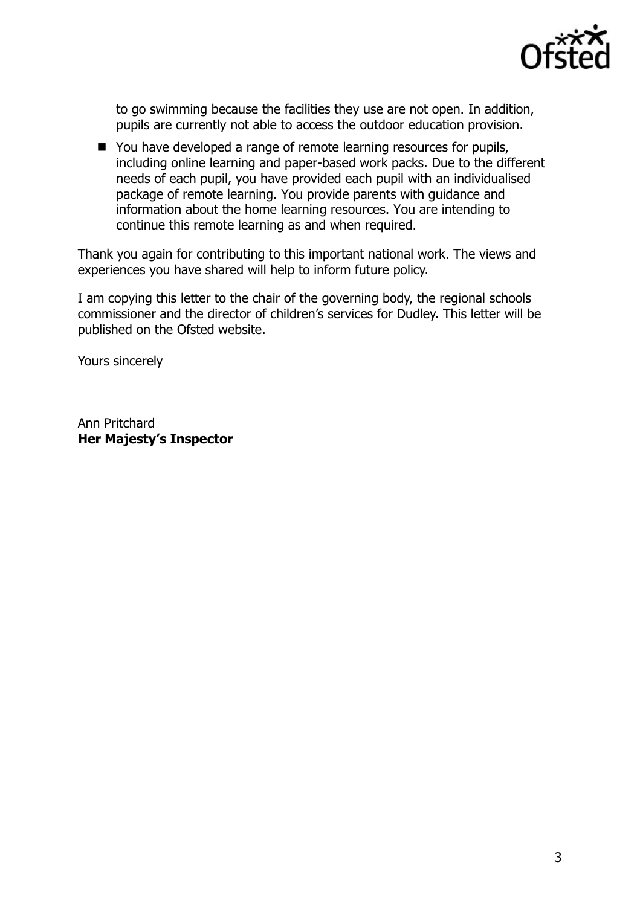to go swimming because the facilities they use are not open. In addition, pupils are currently not able to access the outdoor education provision.

- You have developed a range of remote learning resources for pupils, including online learning and paper-based work packs. Due to the different needs of each pupil, you have provided each pupil with an individualised package of remote learning. You provide parents with guidance and information about the home learning resources. You are intending to continue this remote learning as and when required.

Thank you again for contributing to this important national work. The views and experiences you have shared will help to inform future policy.

I am copying this letter to the chair of the governing body, the regional schools commissioner and the director of children's services for Dudley. This letter will be published on the Ofsted website.

Yours sincerely

Ann Pritchard
**Her Majesty's Inspector**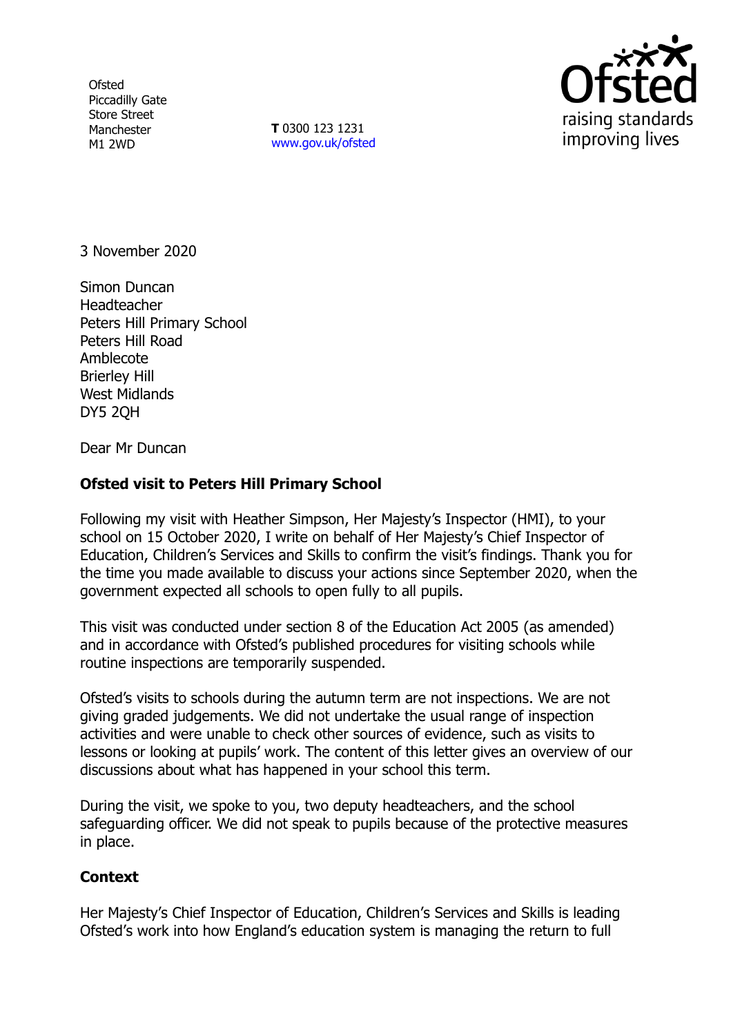Ofsted
Piccadilly Gate
Store Street
Manchester
M1 2WD

**T** 0300 123 1231
www.gov.uk/ofsted

3 November 2020

Simon Duncan
Headteacher
Peters Hill Primary School
Peters Hill Road
Amblecote
Brierley Hill
West Midlands
DY5 2QH

Dear Mr Duncan

**Ofsted visit to Peters Hill Primary School**

Following my visit with Heather Simpson, Her Majesty's Inspector (HMI), to your school on 15 October 2020, I write on behalf of Her Majesty's Chief Inspector of Education, Children's Services and Skills to confirm the visit's findings. Thank you for the time you made available to discuss your actions since September 2020, when the government expected all schools to open fully to all pupils.

This visit was conducted under section 8 of the Education Act 2005 (as amended) and in accordance with Ofsted's published procedures for visiting schools while routine inspections are temporarily suspended.

Ofsted's visits to schools during the autumn term are not inspections. We are not giving graded judgements. We did not undertake the usual range of inspection activities and were unable to check other sources of evidence, such as visits to lessons or looking at pupils' work. The content of this letter gives an overview of our discussions about what has happened in your school this term.

During the visit, we spoke to you, two deputy headteachers, and the school safeguarding officer. We did not speak to pupils because of the protective measures in place.

**Context**

Her Majesty's Chief Inspector of Education, Children's Services and Skills is leading Ofsted's work into how England's education system is managing the return to full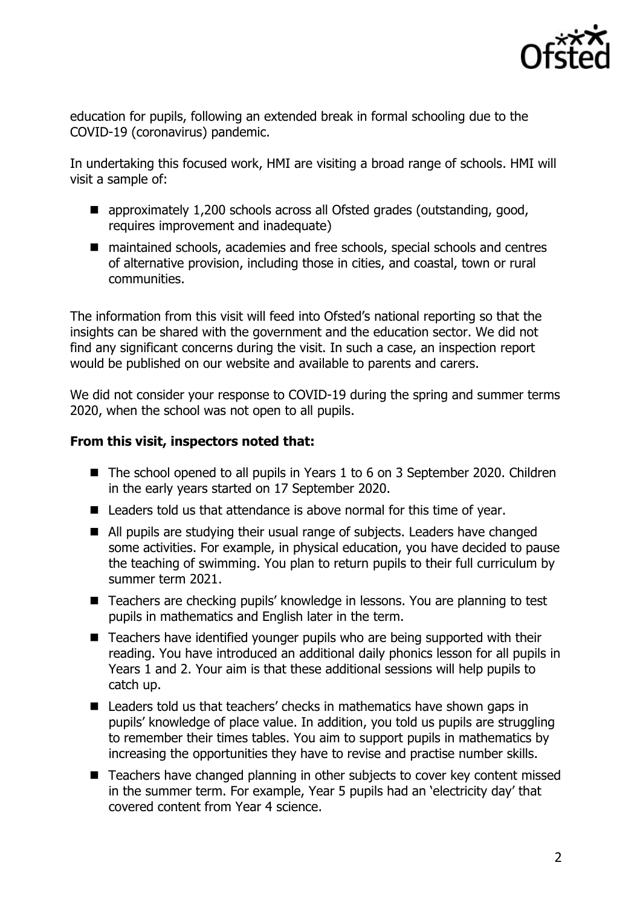education for pupils, following an extended break in formal schooling due to the COVID-19 (coronavirus) pandemic.

In undertaking this focused work, HMI are visiting a broad range of schools. HMI will visit a sample of:

- approximately 1,200 schools across all Ofsted grades (outstanding, good, requires improvement and inadequate)
- maintained schools, academies and free schools, special schools and centres of alternative provision, including those in cities, and coastal, town or rural communities.

The information from this visit will feed into Ofsted's national reporting so that the insights can be shared with the government and the education sector. We did not find any significant concerns during the visit. In such a case, an inspection report would be published on our website and available to parents and carers.

We did not consider your response to COVID-19 during the spring and summer terms 2020, when the school was not open to all pupils.

**From this visit, inspectors noted that:**

- The school opened to all pupils in Years 1 to 6 on 3 September 2020. Children in the early years started on 17 September 2020.
- Leaders told us that attendance is above normal for this time of year.
- All pupils are studying their usual range of subjects. Leaders have changed some activities. For example, in physical education, you have decided to pause the teaching of swimming. You plan to return pupils to their full curriculum by summer term 2021.
- Teachers are checking pupils' knowledge in lessons. You are planning to test pupils in mathematics and English later in the term.
- Teachers have identified younger pupils who are being supported with their reading. You have introduced an additional daily phonics lesson for all pupils in Years 1 and 2. Your aim is that these additional sessions will help pupils to catch up.
- Leaders told us that teachers' checks in mathematics have shown gaps in pupils' knowledge of place value. In addition, you told us pupils are struggling to remember their times tables. You aim to support pupils in mathematics by increasing the opportunities they have to revise and practise number skills.
- Teachers have changed planning in other subjects to cover key content missed in the summer term. For example, Year 5 pupils had an 'electricity day' that covered content from Year 4 science.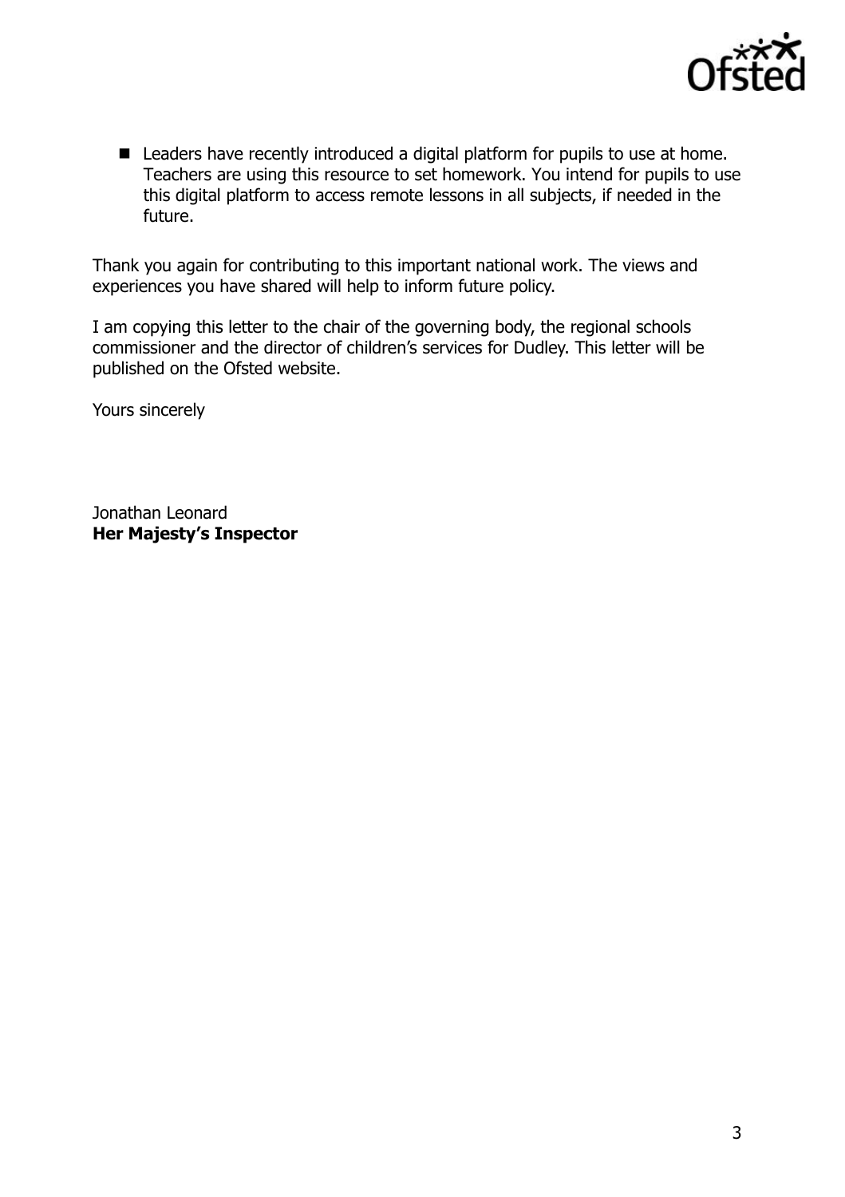- Leaders have recently introduced a digital platform for pupils to use at home. Teachers are using this resource to set homework. You intend for pupils to use this digital platform to access remote lessons in all subjects, if needed in the future.

Thank you again for contributing to this important national work. The views and experiences you have shared will help to inform future policy.

I am copying this letter to the chair of the governing body, the regional schools commissioner and the director of children's services for Dudley. This letter will be published on the Ofsted website.

Yours sincerely

Jonathan Leonard
**Her Majesty's Inspector**